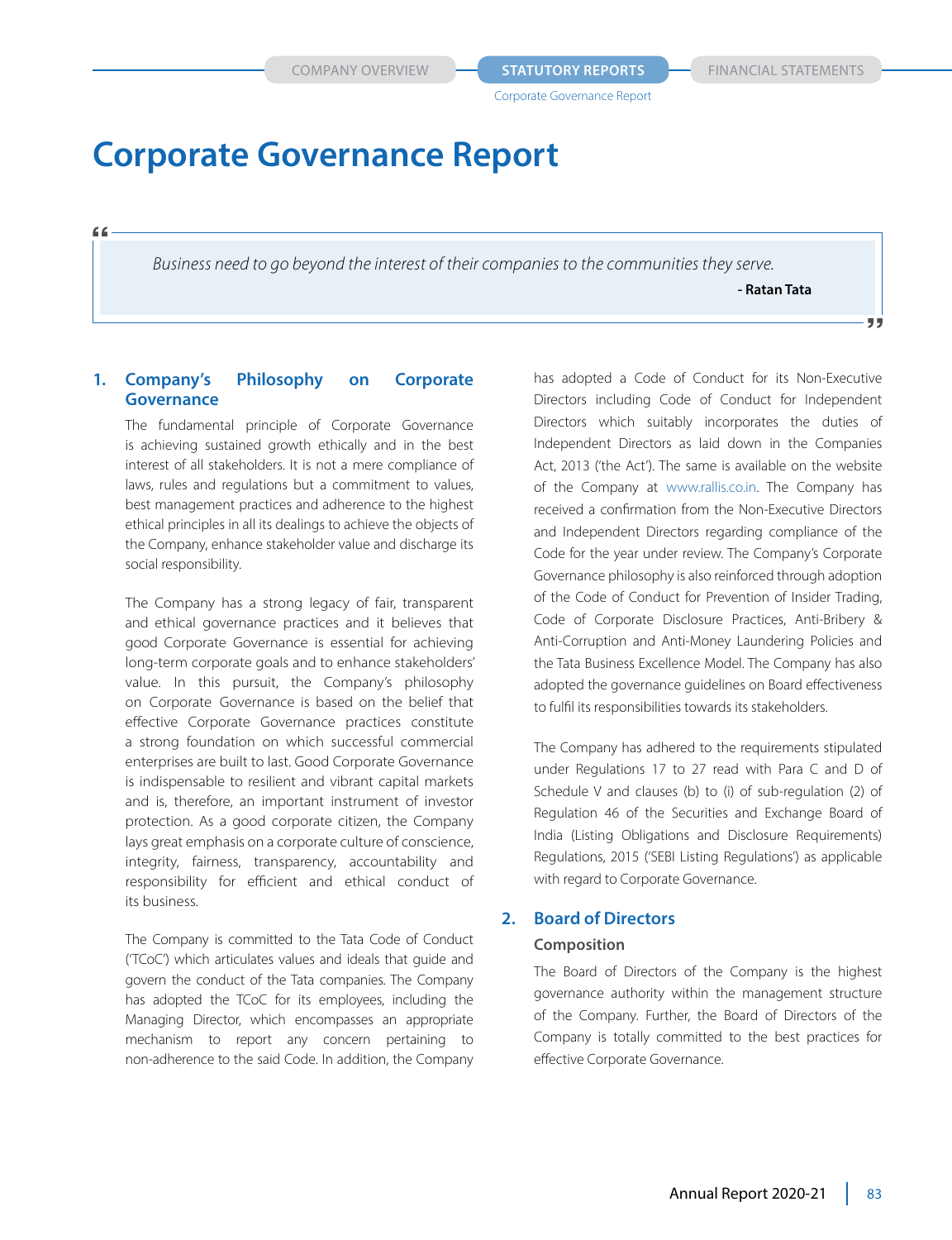# Corporate Governance Report

> *Business need to go beyond the interest of their companies to the communities they serve.*
>
> **- Ratan Tata**

## 1. Company's Philosophy on Corporate Governance

The fundamental principle of Corporate Governance is achieving sustained growth ethically and in the best interest of all stakeholders. It is not a mere compliance of laws, rules and regulations but a commitment to values, best management practices and adherence to the highest ethical principles in all its dealings to achieve the objects of the Company, enhance stakeholder value and discharge its social responsibility.

The Company has a strong legacy of fair, transparent and ethical governance practices and it believes that good Corporate Governance is essential for achieving long-term corporate goals and to enhance stakeholders' value. In this pursuit, the Company's philosophy on Corporate Governance is based on the belief that effective Corporate Governance practices constitute a strong foundation on which successful commercial enterprises are built to last. Good Corporate Governance is indispensable to resilient and vibrant capital markets and is, therefore, an important instrument of investor protection. As a good corporate citizen, the Company lays great emphasis on a corporate culture of conscience, integrity, fairness, transparency, accountability and responsibility for efficient and ethical conduct of its business.

The Company is committed to the Tata Code of Conduct ('TCoC') which articulates values and ideals that guide and govern the conduct of the Tata companies. The Company has adopted the TCoC for its employees, including the Managing Director, which encompasses an appropriate mechanism to report any concern pertaining to non-adherence to the said Code. In addition, the Company has adopted a Code of Conduct for its Non-Executive Directors including Code of Conduct for Independent Directors which suitably incorporates the duties of Independent Directors as laid down in the Companies Act, 2013 ('the Act'). The same is available on the website of the Company at www.rallis.co.in. The Company has received a confirmation from the Non-Executive Directors and Independent Directors regarding compliance of the Code for the year under review. The Company's Corporate Governance philosophy is also reinforced through adoption of the Code of Conduct for Prevention of Insider Trading, Code of Corporate Disclosure Practices, Anti-Bribery & Anti-Corruption and Anti-Money Laundering Policies and the Tata Business Excellence Model. The Company has also adopted the governance guidelines on Board effectiveness to fulfil its responsibilities towards its stakeholders.

The Company has adhered to the requirements stipulated under Regulations 17 to 27 read with Para C and D of Schedule V and clauses (b) to (i) of sub-regulation (2) of Regulation 46 of the Securities and Exchange Board of India (Listing Obligations and Disclosure Requirements) Regulations, 2015 ('SEBI Listing Regulations') as applicable with regard to Corporate Governance.

## 2. Board of Directors

### Composition

The Board of Directors of the Company is the highest governance authority within the management structure of the Company. Further, the Board of Directors of the Company is totally committed to the best practices for effective Corporate Governance.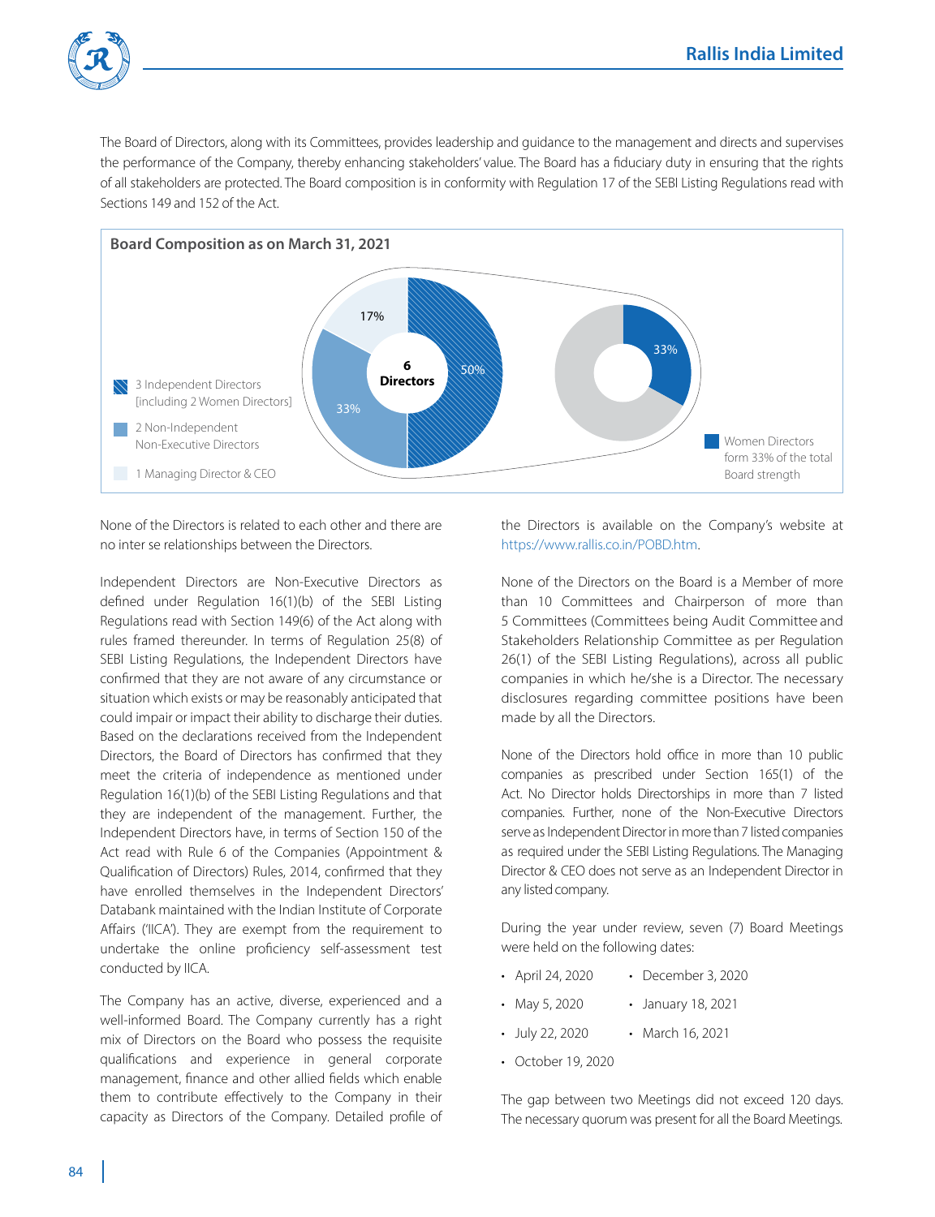The Board of Directors, along with its Committees, provides leadership and guidance to the management and directs and supervises the performance of the Company, thereby enhancing stakeholders' value. The Board has a fiduciary duty in ensuring that the rights of all stakeholders are protected. The Board composition is in conformity with Regulation 17 of the SEBI Listing Regulations read with Sections 149 and 152 of the Act.

**Board Composition as on March 31, 2021**

6 Directors

- 3 Independent Directors [including 2 Women Directors] – 50%
- 2 Non-Independent Non-Executive Directors – 33%
- 1 Managing Director & CEO – 17%

Women Directors form 33% of the total Board strength – 33%

None of the Directors is related to each other and there are no inter se relationships between the Directors.

Independent Directors are Non-Executive Directors as defined under Regulation 16(1)(b) of the SEBI Listing Regulations read with Section 149(6) of the Act along with rules framed thereunder. In terms of Regulation 25(8) of SEBI Listing Regulations, the Independent Directors have confirmed that they are not aware of any circumstance or situation which exists or may be reasonably anticipated that could impair or impact their ability to discharge their duties. Based on the declarations received from the Independent Directors, the Board of Directors has confirmed that they meet the criteria of independence as mentioned under Regulation 16(1)(b) of the SEBI Listing Regulations and that they are independent of the management. Further, the Independent Directors have, in terms of Section 150 of the Act read with Rule 6 of the Companies (Appointment & Qualification of Directors) Rules, 2014, confirmed that they have enrolled themselves in the Independent Directors' Databank maintained with the Indian Institute of Corporate Affairs ('IICA'). They are exempt from the requirement to undertake the online proficiency self-assessment test conducted by IICA.

The Company has an active, diverse, experienced and a well-informed Board. The Company currently has a right mix of Directors on the Board who possess the requisite qualifications and experience in general corporate management, finance and other allied fields which enable them to contribute effectively to the Company in their capacity as Directors of the Company. Detailed profile of the Directors is available on the Company's website at https://www.rallis.co.in/POBD.htm.

None of the Directors on the Board is a Member of more than 10 Committees and Chairperson of more than 5 Committees (Committees being Audit Committee and Stakeholders Relationship Committee as per Regulation 26(1) of the SEBI Listing Regulations), across all public companies in which he/she is a Director. The necessary disclosures regarding committee positions have been made by all the Directors.

None of the Directors hold office in more than 10 public companies as prescribed under Section 165(1) of the Act. No Director holds Directorships in more than 7 listed companies. Further, none of the Non-Executive Directors serve as Independent Director in more than 7 listed companies as required under the SEBI Listing Regulations. The Managing Director & CEO does not serve as an Independent Director in any listed company.

During the year under review, seven (7) Board Meetings were held on the following dates:

- April 24, 2020
- May 5, 2020
- July 22, 2020
- October 19, 2020
- December 3, 2020
- January 18, 2021
- March 16, 2021

The gap between two Meetings did not exceed 120 days. The necessary quorum was present for all the Board Meetings.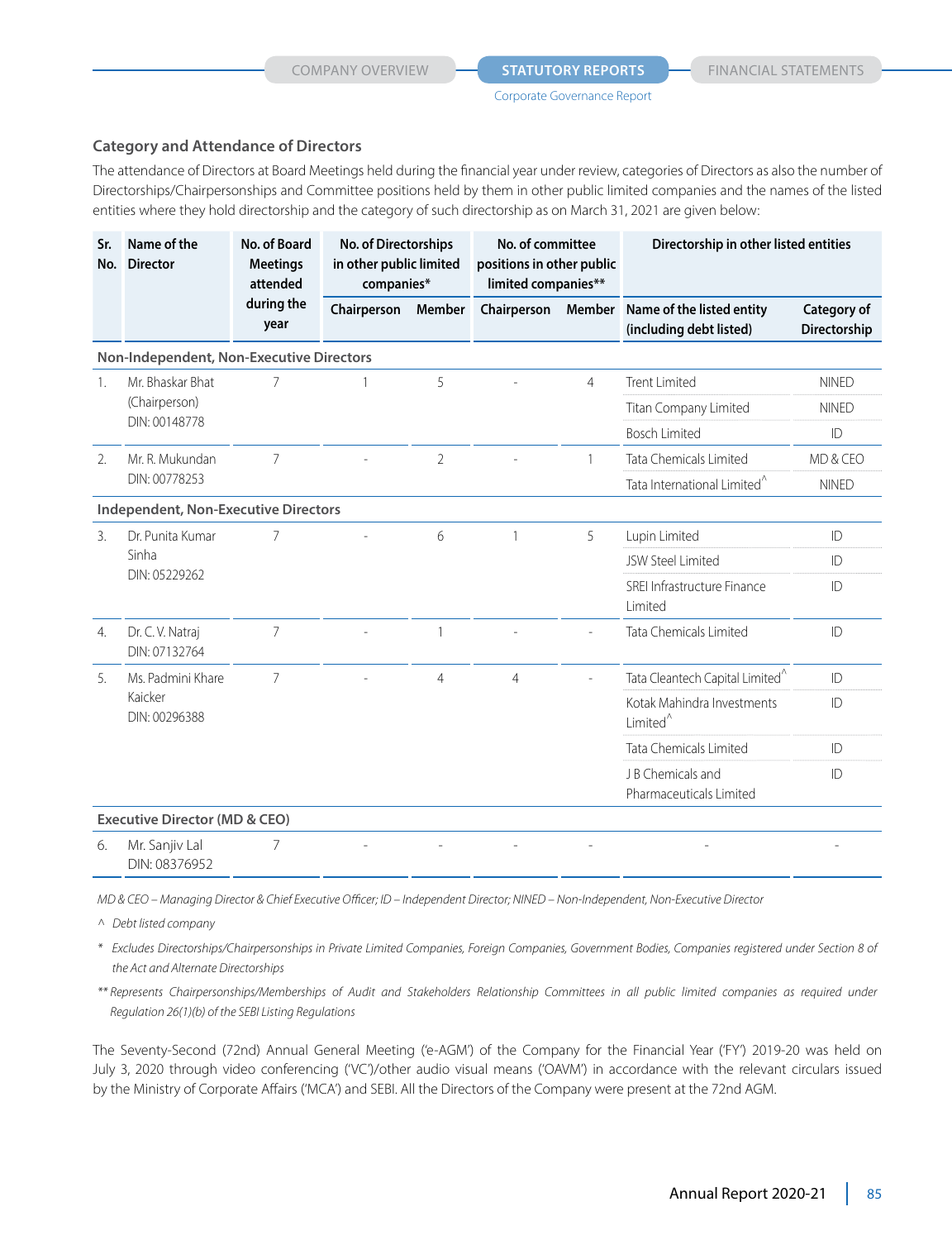### Category and Attendance of Directors

The attendance of Directors at Board Meetings held during the financial year under review, categories of Directors as also the number of Directorships/Chairpersonships and Committee positions held by them in other public limited companies and the names of the listed entities where they hold directorship and the category of such directorship as on March 31, 2021 are given below:

| Sr. No. | Name of the Director | No. of Board Meetings attended during the year | No. of Directorships in other public limited companies* | | No. of committee positions in other public limited companies** | | Directorship in other listed entities | |
|---|---|---|---|---|---|---|---|---|
| | | | Chairperson | Member | Chairperson | Member | Name of the listed entity (including debt listed) | Category of Directorship |
| **Non-Independent, Non-Executive Directors** | | | | | | | | |
| 1. | Mr. Bhaskar Bhat (Chairperson) DIN: 00148778 | 7 | 1 | 5 | - | 4 | Trent Limited | NINED |
| | | | | | | | Titan Company Limited | NINED |
| | | | | | | | Bosch Limited | ID |
| 2. | Mr. R. Mukundan DIN: 00778253 | 7 | - | 2 | - | 1 | Tata Chemicals Limited | MD & CEO |
| | | | | | | | Tata International Limited^ | NINED |
| **Independent, Non-Executive Directors** | | | | | | | | |
| 3. | Dr. Punita Kumar Sinha DIN: 05229262 | 7 | - | 6 | 1 | 5 | Lupin Limited | ID |
| | | | | | | | JSW Steel Limited | ID |
| | | | | | | | SREI Infrastructure Finance Limited | ID |
| 4. | Dr. C. V. Natraj DIN: 07132764 | 7 | - | 1 | - | - | Tata Chemicals Limited | ID |
| 5. | Ms. Padmini Khare Kaicker DIN: 00296388 | 7 | - | 4 | 4 | - | Tata Cleantech Capital Limited^ | ID |
| | | | | | | | Kotak Mahindra Investments Limited^ | ID |
| | | | | | | | Tata Chemicals Limited | ID |
| | | | | | | | J B Chemicals and Pharmaceuticals Limited | ID |
| **Executive Director (MD & CEO)** | | | | | | | | |
| 6. | Mr. Sanjiv Lal DIN: 08376952 | 7 | - | - | - | - | - | - |

*MD & CEO – Managing Director & Chief Executive Officer; ID – Independent Director; NINED – Non-Independent, Non-Executive Director*

*^ Debt listed company*

*\* Excludes Directorships/Chairpersonships in Private Limited Companies, Foreign Companies, Government Bodies, Companies registered under Section 8 of the Act and Alternate Directorships*

*\*\* Represents Chairpersonships/Memberships of Audit and Stakeholders Relationship Committees in all public limited companies as required under Regulation 26(1)(b) of the SEBI Listing Regulations*

The Seventy-Second (72nd) Annual General Meeting ('e-AGM') of the Company for the Financial Year ('FY') 2019-20 was held on July 3, 2020 through video conferencing ('VC')/other audio visual means ('OAVM') in accordance with the relevant circulars issued by the Ministry of Corporate Affairs ('MCA') and SEBI. All the Directors of the Company were present at the 72nd AGM.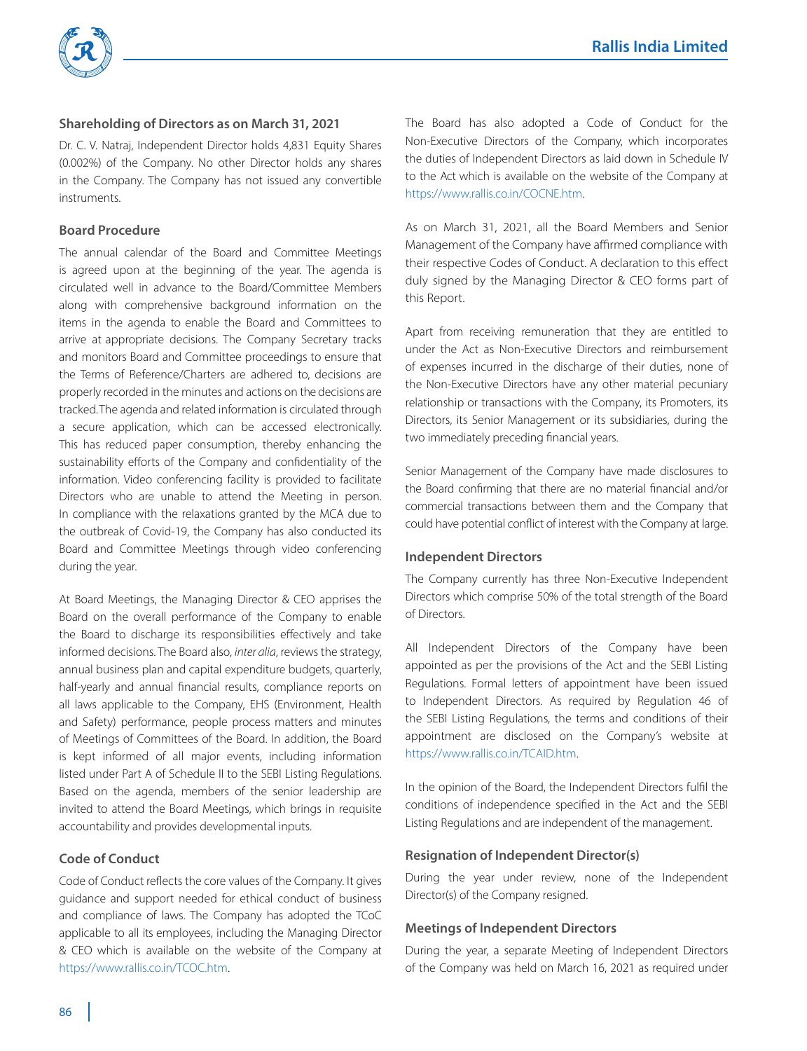### Shareholding of Directors as on March 31, 2021

Dr. C. V. Natraj, Independent Director holds 4,831 Equity Shares (0.002%) of the Company. No other Director holds any shares in the Company. The Company has not issued any convertible instruments.

### Board Procedure

The annual calendar of the Board and Committee Meetings is agreed upon at the beginning of the year. The agenda is circulated well in advance to the Board/Committee Members along with comprehensive background information on the items in the agenda to enable the Board and Committees to arrive at appropriate decisions. The Company Secretary tracks and monitors Board and Committee proceedings to ensure that the Terms of Reference/Charters are adhered to, decisions are properly recorded in the minutes and actions on the decisions are tracked. The agenda and related information is circulated through a secure application, which can be accessed electronically. This has reduced paper consumption, thereby enhancing the sustainability efforts of the Company and confidentiality of the information. Video conferencing facility is provided to facilitate Directors who are unable to attend the Meeting in person. In compliance with the relaxations granted by the MCA due to the outbreak of Covid-19, the Company has also conducted its Board and Committee Meetings through video conferencing during the year.

At Board Meetings, the Managing Director & CEO apprises the Board on the overall performance of the Company to enable the Board to discharge its responsibilities effectively and take informed decisions. The Board also, *inter alia*, reviews the strategy, annual business plan and capital expenditure budgets, quarterly, half-yearly and annual financial results, compliance reports on all laws applicable to the Company, EHS (Environment, Health and Safety) performance, people process matters and minutes of Meetings of Committees of the Board. In addition, the Board is kept informed of all major events, including information listed under Part A of Schedule II to the SEBI Listing Regulations. Based on the agenda, members of the senior leadership are invited to attend the Board Meetings, which brings in requisite accountability and provides developmental inputs.

### Code of Conduct

Code of Conduct reflects the core values of the Company. It gives guidance and support needed for ethical conduct of business and compliance of laws. The Company has adopted the TCoC applicable to all its employees, including the Managing Director & CEO which is available on the website of the Company at https://www.rallis.co.in/TCOC.htm.

The Board has also adopted a Code of Conduct for the Non-Executive Directors of the Company, which incorporates the duties of Independent Directors as laid down in Schedule IV to the Act which is available on the website of the Company at https://www.rallis.co.in/COCNE.htm.

As on March 31, 2021, all the Board Members and Senior Management of the Company have affirmed compliance with their respective Codes of Conduct. A declaration to this effect duly signed by the Managing Director & CEO forms part of this Report.

Apart from receiving remuneration that they are entitled to under the Act as Non-Executive Directors and reimbursement of expenses incurred in the discharge of their duties, none of the Non-Executive Directors have any other material pecuniary relationship or transactions with the Company, its Promoters, its Directors, its Senior Management or its subsidiaries, during the two immediately preceding financial years.

Senior Management of the Company have made disclosures to the Board confirming that there are no material financial and/or commercial transactions between them and the Company that could have potential conflict of interest with the Company at large.

### Independent Directors

The Company currently has three Non-Executive Independent Directors which comprise 50% of the total strength of the Board of Directors.

All Independent Directors of the Company have been appointed as per the provisions of the Act and the SEBI Listing Regulations. Formal letters of appointment have been issued to Independent Directors. As required by Regulation 46 of the SEBI Listing Regulations, the terms and conditions of their appointment are disclosed on the Company's website at https://www.rallis.co.in/TCAID.htm.

In the opinion of the Board, the Independent Directors fulfil the conditions of independence specified in the Act and the SEBI Listing Regulations and are independent of the management.

### Resignation of Independent Director(s)

During the year under review, none of the Independent Director(s) of the Company resigned.

### Meetings of Independent Directors

During the year, a separate Meeting of Independent Directors of the Company was held on March 16, 2021 as required under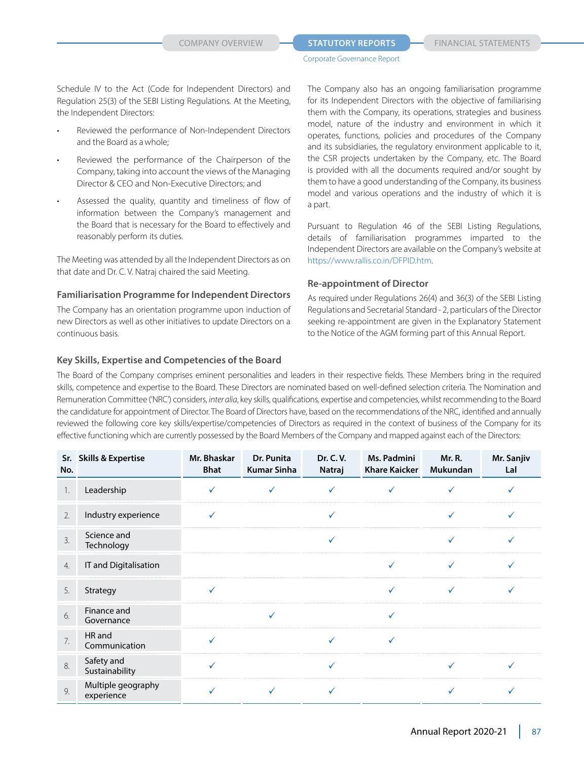Schedule IV to the Act (Code for Independent Directors) and Regulation 25(3) of the SEBI Listing Regulations. At the Meeting, the Independent Directors:

- Reviewed the performance of Non-Independent Directors and the Board as a whole;
- Reviewed the performance of the Chairperson of the Company, taking into account the views of the Managing Director & CEO and Non-Executive Directors; and
- Assessed the quality, quantity and timeliness of flow of information between the Company's management and the Board that is necessary for the Board to effectively and reasonably perform its duties.

The Meeting was attended by all the Independent Directors as on that date and Dr. C. V. Natraj chaired the said Meeting.

### Familiarisation Programme for Independent Directors

The Company has an orientation programme upon induction of new Directors as well as other initiatives to update Directors on a continuous basis.

The Company also has an ongoing familiarisation programme for its Independent Directors with the objective of familiarising them with the Company, its operations, strategies and business model, nature of the industry and environment in which it operates, functions, policies and procedures of the Company and its subsidiaries, the regulatory environment applicable to it, the CSR projects undertaken by the Company, etc. The Board is provided with all the documents required and/or sought by them to have a good understanding of the Company, its business model and various operations and the industry of which it is a part.

Pursuant to Regulation 46 of the SEBI Listing Regulations, details of familiarisation programmes imparted to the Independent Directors are available on the Company's website at https://www.rallis.co.in/DFPID.htm.

### Re-appointment of Director

As required under Regulations 26(4) and 36(3) of the SEBI Listing Regulations and Secretarial Standard - 2, particulars of the Director seeking re-appointment are given in the Explanatory Statement to the Notice of the AGM forming part of this Annual Report.

### Key Skills, Expertise and Competencies of the Board

The Board of the Company comprises eminent personalities and leaders in their respective fields. These Members bring in the required skills, competence and expertise to the Board. These Directors are nominated based on well-defined selection criteria. The Nomination and Remuneration Committee ('NRC') considers, *inter alia*, key skills, qualifications, expertise and competencies, whilst recommending to the Board the candidature for appointment of Director. The Board of Directors have, based on the recommendations of the NRC, identified and annually reviewed the following core key skills/expertise/competencies of Directors as required in the context of business of the Company for its effective functioning which are currently possessed by the Board Members of the Company and mapped against each of the Directors:

| Sr. No. | Skills & Expertise | Mr. Bhaskar Bhat | Dr. Punita Kumar Sinha | Dr. C. V. Natraj | Ms. Padmini Khare Kaicker | Mr. R. Mukundan | Mr. Sanjiv Lal |
|---|---|---|---|---|---|---|---|
| 1. | Leadership | ✓ | ✓ | ✓ | ✓ | ✓ | ✓ |
| 2. | Industry experience | ✓ | | ✓ | | ✓ | ✓ |
| 3. | Science and Technology | | | ✓ | | ✓ | ✓ |
| 4. | IT and Digitalisation | | | | ✓ | ✓ | ✓ |
| 5. | Strategy | ✓ | | | ✓ | ✓ | ✓ |
| 6. | Finance and Governance | | ✓ | | ✓ | | |
| 7. | HR and Communication | ✓ | | ✓ | ✓ | | |
| 8. | Safety and Sustainability | ✓ | | ✓ | | ✓ | ✓ |
| 9. | Multiple geography experience | ✓ | ✓ | ✓ | | ✓ | ✓ |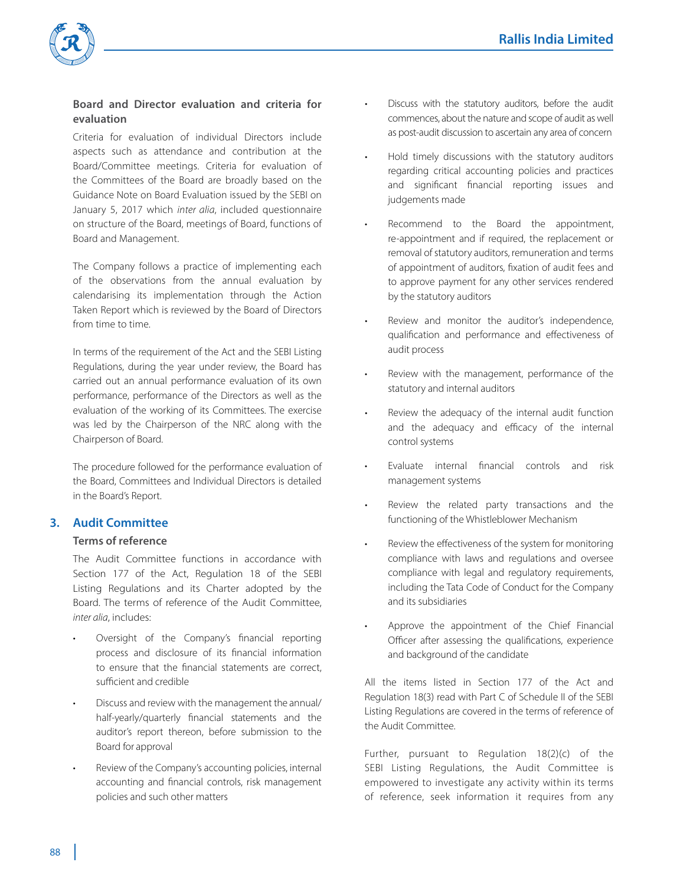### Board and Director evaluation and criteria for evaluation

Criteria for evaluation of individual Directors include aspects such as attendance and contribution at the Board/Committee meetings. Criteria for evaluation of the Committees of the Board are broadly based on the Guidance Note on Board Evaluation issued by the SEBI on January 5, 2017 which *inter alia*, included questionnaire on structure of the Board, meetings of Board, functions of Board and Management.

The Company follows a practice of implementing each of the observations from the annual evaluation by calendarising its implementation through the Action Taken Report which is reviewed by the Board of Directors from time to time.

In terms of the requirement of the Act and the SEBI Listing Regulations, during the year under review, the Board has carried out an annual performance evaluation of its own performance, performance of the Directors as well as the evaluation of the working of its Committees. The exercise was led by the Chairperson of the NRC along with the Chairperson of Board.

The procedure followed for the performance evaluation of the Board, Committees and Individual Directors is detailed in the Board's Report.

## 3. Audit Committee

### Terms of reference

The Audit Committee functions in accordance with Section 177 of the Act, Regulation 18 of the SEBI Listing Regulations and its Charter adopted by the Board. The terms of reference of the Audit Committee, *inter alia*, includes:

- Oversight of the Company's financial reporting process and disclosure of its financial information to ensure that the financial statements are correct, sufficient and credible
- Discuss and review with the management the annual/ half-yearly/quarterly financial statements and the auditor's report thereon, before submission to the Board for approval
- Review of the Company's accounting policies, internal accounting and financial controls, risk management policies and such other matters
- Discuss with the statutory auditors, before the audit commences, about the nature and scope of audit as well as post-audit discussion to ascertain any area of concern
- Hold timely discussions with the statutory auditors regarding critical accounting policies and practices and significant financial reporting issues and judgements made
- Recommend to the Board the appointment, re-appointment and if required, the replacement or removal of statutory auditors, remuneration and terms of appointment of auditors, fixation of audit fees and to approve payment for any other services rendered by the statutory auditors
- Review and monitor the auditor's independence, qualification and performance and effectiveness of audit process
- Review with the management, performance of the statutory and internal auditors
- Review the adequacy of the internal audit function and the adequacy and efficacy of the internal control systems
- Evaluate internal financial controls and risk management systems
- Review the related party transactions and the functioning of the Whistleblower Mechanism
- Review the effectiveness of the system for monitoring compliance with laws and regulations and oversee compliance with legal and regulatory requirements, including the Tata Code of Conduct for the Company and its subsidiaries
- Approve the appointment of the Chief Financial Officer after assessing the qualifications, experience and background of the candidate

All the items listed in Section 177 of the Act and Regulation 18(3) read with Part C of Schedule II of the SEBI Listing Regulations are covered in the terms of reference of the Audit Committee.

Further, pursuant to Regulation 18(2)(c) of the SEBI Listing Regulations, the Audit Committee is empowered to investigate any activity within its terms of reference, seek information it requires from any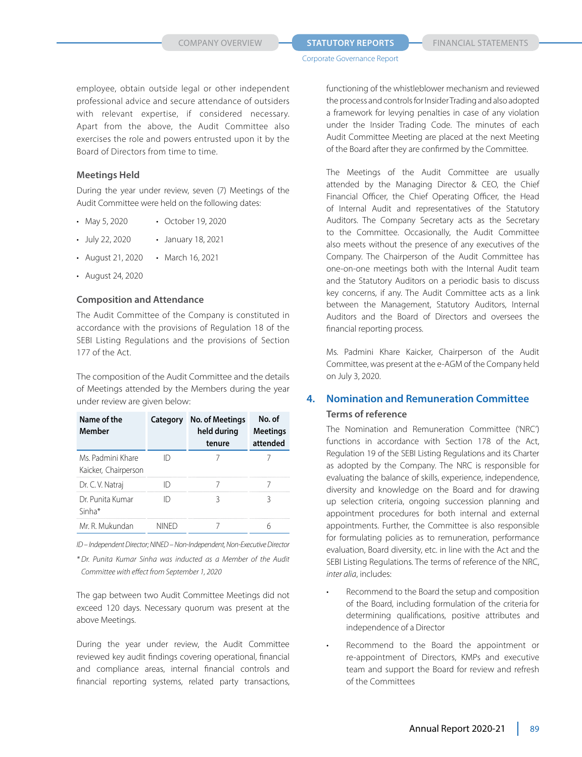employee, obtain outside legal or other independent professional advice and secure attendance of outsiders with relevant expertise, if considered necessary. Apart from the above, the Audit Committee also exercises the role and powers entrusted upon it by the Board of Directors from time to time.

### Meetings Held

During the year under review, seven (7) Meetings of the Audit Committee were held on the following dates:

- May 5, 2020
- July 22, 2020
- August 21, 2020
- August 24, 2020
- October 19, 2020
- January 18, 2021
- March 16, 2021

### Composition and Attendance

The Audit Committee of the Company is constituted in accordance with the provisions of Regulation 18 of the SEBI Listing Regulations and the provisions of Section 177 of the Act.

The composition of the Audit Committee and the details of Meetings attended by the Members during the year under review are given below:

| Name of the Member | Category | No. of Meetings held during tenure | No. of Meetings attended |
|---|---|---|---|
| Ms. Padmini Khare Kaicker, Chairperson | ID | 7 | 7 |
| Dr. C. V. Natraj | ID | 7 | 7 |
| Dr. Punita Kumar Sinha* | ID | 3 | 3 |
| Mr. R. Mukundan | NINED | 7 | 6 |

*ID – Independent Director; NINED – Non-Independent, Non-Executive Director*

** Dr. Punita Kumar Sinha was inducted as a Member of the Audit Committee with effect from September 1, 2020*

The gap between two Audit Committee Meetings did not exceed 120 days. Necessary quorum was present at the above Meetings.

During the year under review, the Audit Committee reviewed key audit findings covering operational, financial and compliance areas, internal financial controls and financial reporting systems, related party transactions, functioning of the whistleblower mechanism and reviewed the process and controls for Insider Trading and also adopted a framework for levying penalties in case of any violation under the Insider Trading Code. The minutes of each Audit Committee Meeting are placed at the next Meeting of the Board after they are confirmed by the Committee.

The Meetings of the Audit Committee are usually attended by the Managing Director & CEO, the Chief Financial Officer, the Chief Operating Officer, the Head of Internal Audit and representatives of the Statutory Auditors. The Company Secretary acts as the Secretary to the Committee. Occasionally, the Audit Committee also meets without the presence of any executives of the Company. The Chairperson of the Audit Committee has one-on-one meetings both with the Internal Audit team and the Statutory Auditors on a periodic basis to discuss key concerns, if any. The Audit Committee acts as a link between the Management, Statutory Auditors, Internal Auditors and the Board of Directors and oversees the financial reporting process.

Ms. Padmini Khare Kaicker, Chairperson of the Audit Committee, was present at the e-AGM of the Company held on July 3, 2020.

## 4. Nomination and Remuneration Committee

### Terms of reference

The Nomination and Remuneration Committee ('NRC') functions in accordance with Section 178 of the Act, Regulation 19 of the SEBI Listing Regulations and its Charter as adopted by the Company. The NRC is responsible for evaluating the balance of skills, experience, independence, diversity and knowledge on the Board and for drawing up selection criteria, ongoing succession planning and appointment procedures for both internal and external appointments. Further, the Committee is also responsible for formulating policies as to remuneration, performance evaluation, Board diversity, etc. in line with the Act and the SEBI Listing Regulations. The terms of reference of the NRC, *inter alia*, includes:

- Recommend to the Board the setup and composition of the Board, including formulation of the criteria for determining qualifications, positive attributes and independence of a Director
- Recommend to the Board the appointment or re-appointment of Directors, KMPs and executive team and support the Board for review and refresh of the Committees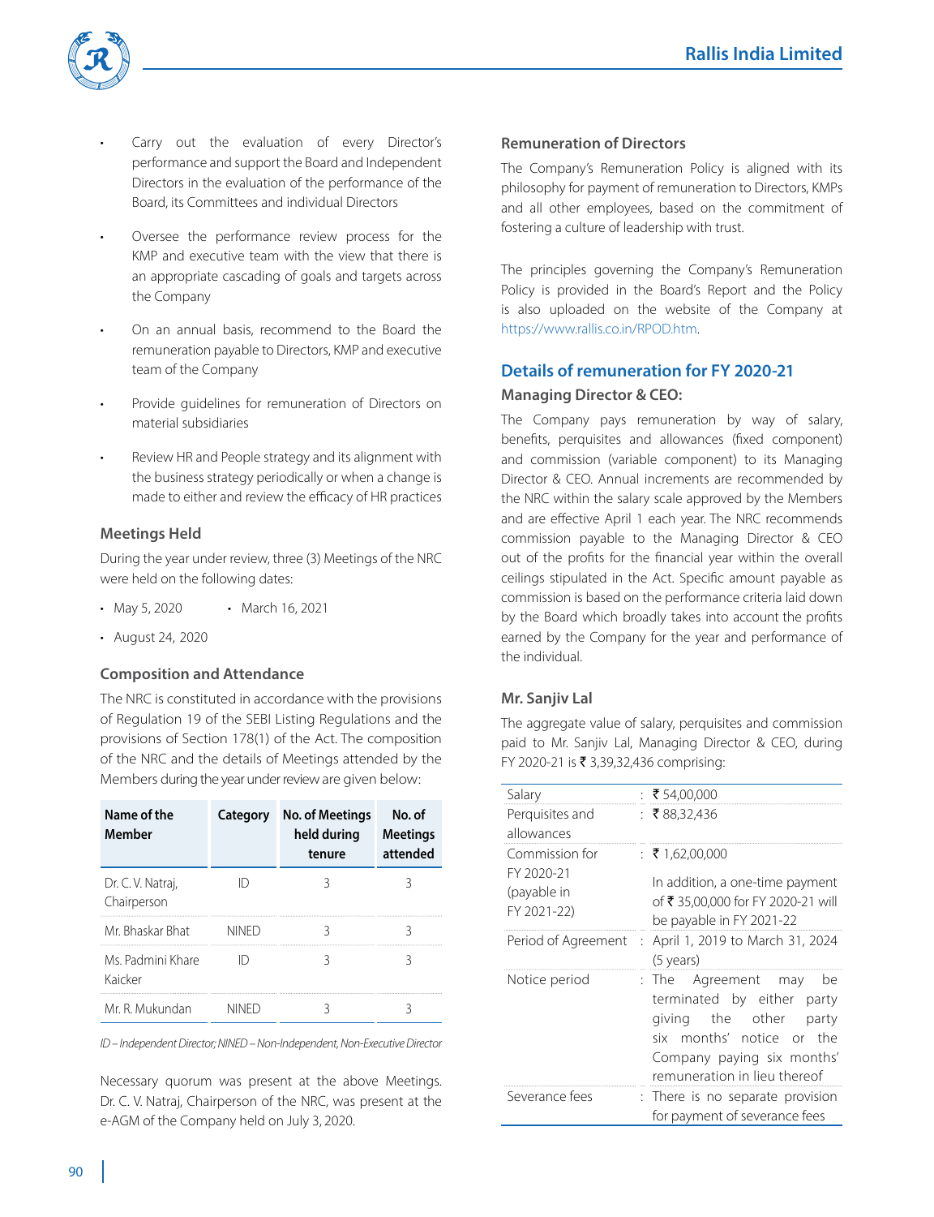- Carry out the evaluation of every Director's performance and support the Board and Independent Directors in the evaluation of the performance of the Board, its Committees and individual Directors
- Oversee the performance review process for the KMP and executive team with the view that there is an appropriate cascading of goals and targets across the Company
- On an annual basis, recommend to the Board the remuneration payable to Directors, KMP and executive team of the Company
- Provide guidelines for remuneration of Directors on material subsidiaries
- Review HR and People strategy and its alignment with the business strategy periodically or when a change is made to either and review the efficacy of HR practices

### Meetings Held

During the year under review, three (3) Meetings of the NRC were held on the following dates:

- May 5, 2020
- August 24, 2020
- March 16, 2021

### Composition and Attendance

The NRC is constituted in accordance with the provisions of Regulation 19 of the SEBI Listing Regulations and the provisions of Section 178(1) of the Act. The composition of the NRC and the details of Meetings attended by the Members during the year under review are given below:

| Name of the Member | Category | No. of Meetings held during tenure | No. of Meetings attended |
|---|---|---|---|
| Dr. C. V. Natraj, Chairperson | ID | 3 | 3 |
| Mr. Bhaskar Bhat | NINED | 3 | 3 |
| Ms. Padmini Khare Kaicker | ID | 3 | 3 |
| Mr. R. Mukundan | NINED | 3 | 3 |

*ID – Independent Director; NINED – Non-Independent, Non-Executive Director*

Necessary quorum was present at the above Meetings. Dr. C. V. Natraj, Chairperson of the NRC, was present at the e-AGM of the Company held on July 3, 2020.

### Remuneration of Directors

The Company's Remuneration Policy is aligned with its philosophy for payment of remuneration to Directors, KMPs and all other employees, based on the commitment of fostering a culture of leadership with trust.

The principles governing the Company's Remuneration Policy is provided in the Board's Report and the Policy is also uploaded on the website of the Company at https://www.rallis.co.in/RPOD.htm.

## Details of remuneration for FY 2020-21

### Managing Director & CEO:

The Company pays remuneration by way of salary, benefits, perquisites and allowances (fixed component) and commission (variable component) to its Managing Director & CEO. Annual increments are recommended by the NRC within the salary scale approved by the Members and are effective April 1 each year. The NRC recommends commission payable to the Managing Director & CEO out of the profits for the financial year within the overall ceilings stipulated in the Act. Specific amount payable as commission is based on the performance criteria laid down by the Board which broadly takes into account the profits earned by the Company for the year and performance of the individual.

### Mr. Sanjiv Lal

The aggregate value of salary, perquisites and commission paid to Mr. Sanjiv Lal, Managing Director & CEO, during FY 2020-21 is ₹ 3,39,32,436 comprising:

| | |
|---|---|
| Salary | : ₹ 54,00,000 |
| Perquisites and allowances | : ₹ 88,32,436 |
| Commission for FY 2020-21 (payable in FY 2021-22) | : ₹ 1,62,00,000<br>In addition, a one-time payment of ₹ 35,00,000 for FY 2020-21 will be payable in FY 2021-22 |
| Period of Agreement | : April 1, 2019 to March 31, 2024 (5 years) |
| Notice period | : The Agreement may be terminated by either party giving the other party six months' notice or the Company paying six months' remuneration in lieu thereof |
| Severance fees | : There is no separate provision for payment of severance fees |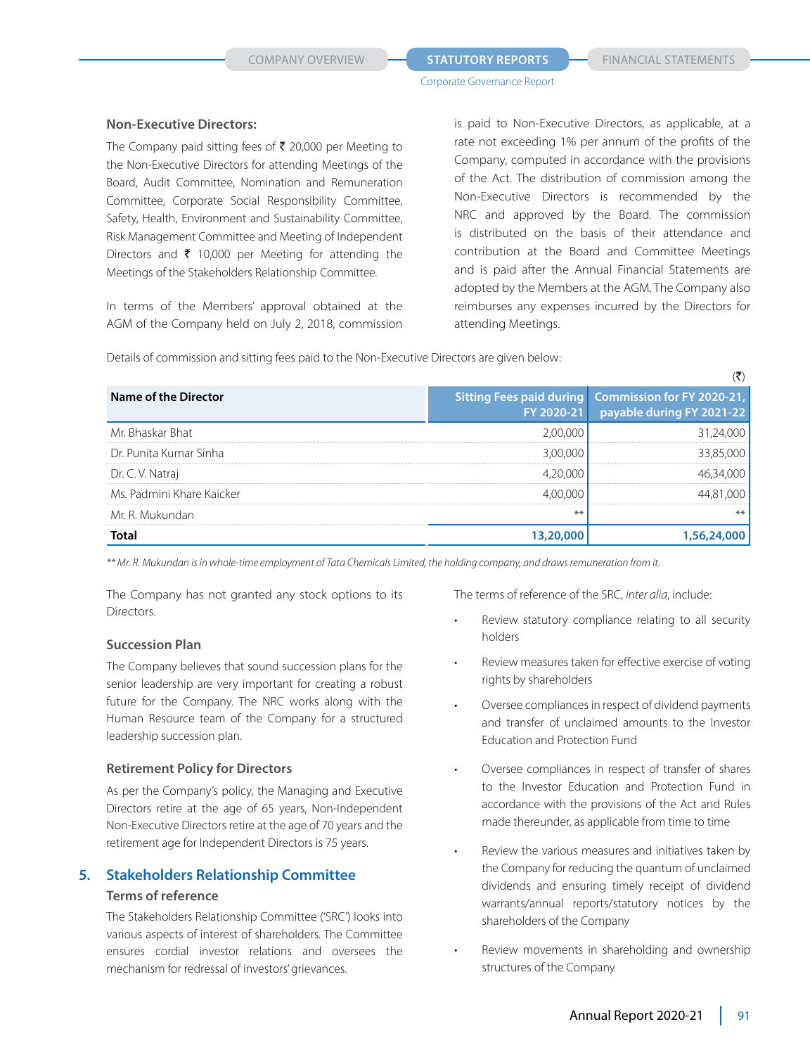### Non-Executive Directors:

The Company paid sitting fees of ₹ 20,000 per Meeting to the Non-Executive Directors for attending Meetings of the Board, Audit Committee, Nomination and Remuneration Committee, Corporate Social Responsibility Committee, Safety, Health, Environment and Sustainability Committee, Risk Management Committee and Meeting of Independent Directors and ₹ 10,000 per Meeting for attending the Meetings of the Stakeholders Relationship Committee.

In terms of the Members' approval obtained at the AGM of the Company held on July 2, 2018, commission is paid to Non-Executive Directors, as applicable, at a rate not exceeding 1% per annum of the profits of the Company, computed in accordance with the provisions of the Act. The distribution of commission among the Non-Executive Directors is recommended by the NRC and approved by the Board. The commission is distributed on the basis of their attendance and contribution at the Board and Committee Meetings and is paid after the Annual Financial Statements are adopted by the Members at the AGM. The Company also reimburses any expenses incurred by the Directors for attending Meetings.

Details of commission and sitting fees paid to the Non-Executive Directors are given below:

(₹)

| Name of the Director | Sitting Fees paid during FY 2020-21 | Commission for FY 2020-21, payable during FY 2021-22 |
|---|---|---|
| Mr. Bhaskar Bhat | 2,00,000 | 31,24,000 |
| Dr. Punita Kumar Sinha | 3,00,000 | 33,85,000 |
| Dr. C. V. Natraj | 4,20,000 | 46,34,000 |
| Ms. Padmini Khare Kaicker | 4,00,000 | 44,81,000 |
| Mr. R. Mukundan | ** | ** |
| **Total** | **13,20,000** | **1,56,24,000** |

*** Mr. R. Mukundan is in whole-time employment of Tata Chemicals Limited, the holding company, and draws remuneration from it.*

The Company has not granted any stock options to its Directors.

### Succession Plan

The Company believes that sound succession plans for the senior leadership are very important for creating a robust future for the Company. The NRC works along with the Human Resource team of the Company for a structured leadership succession plan.

### Retirement Policy for Directors

As per the Company's policy, the Managing and Executive Directors retire at the age of 65 years, Non-Independent Non-Executive Directors retire at the age of 70 years and the retirement age for Independent Directors is 75 years.

## 5. Stakeholders Relationship Committee

### Terms of reference

The Stakeholders Relationship Committee ('SRC') looks into various aspects of interest of shareholders. The Committee ensures cordial investor relations and oversees the mechanism for redressal of investors' grievances.

The terms of reference of the SRC, *inter alia*, include:

- Review statutory compliance relating to all security holders
- Review measures taken for effective exercise of voting rights by shareholders
- Oversee compliances in respect of dividend payments and transfer of unclaimed amounts to the Investor Education and Protection Fund
- Oversee compliances in respect of transfer of shares to the Investor Education and Protection Fund in accordance with the provisions of the Act and Rules made thereunder, as applicable from time to time
- Review the various measures and initiatives taken by the Company for reducing the quantum of unclaimed dividends and ensuring timely receipt of dividend warrants/annual reports/statutory notices by the shareholders of the Company
- Review movements in shareholding and ownership structures of the Company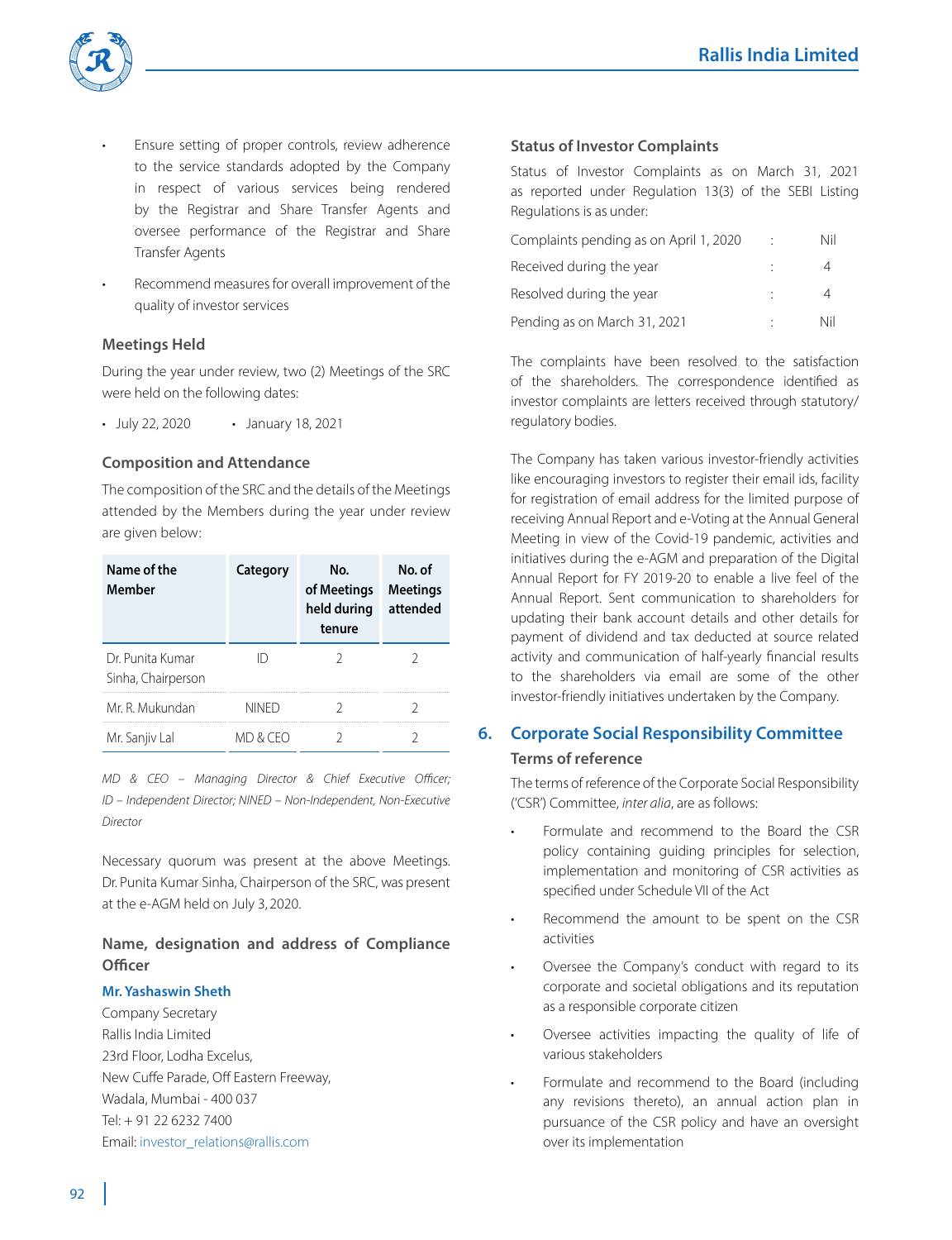- Ensure setting of proper controls, review adherence to the service standards adopted by the Company in respect of various services being rendered by the Registrar and Share Transfer Agents and oversee performance of the Registrar and Share Transfer Agents
- Recommend measures for overall improvement of the quality of investor services

### Meetings Held

During the year under review, two (2) Meetings of the SRC were held on the following dates:

- July 22, 2020
- January 18, 2021

### Composition and Attendance

The composition of the SRC and the details of the Meetings attended by the Members during the year under review are given below:

| Name of the Member | Category | No. of Meetings held during tenure | No. of Meetings attended |
|---|---|---|---|
| Dr. Punita Kumar Sinha, Chairperson | ID | 2 | 2 |
| Mr. R. Mukundan | NINED | 2 | 2 |
| Mr. Sanjiv Lal | MD & CEO | 2 | 2 |

*MD & CEO – Managing Director & Chief Executive Officer; ID – Independent Director; NINED – Non-Independent, Non-Executive Director*

Necessary quorum was present at the above Meetings. Dr. Punita Kumar Sinha, Chairperson of the SRC, was present at the e-AGM held on July 3, 2020.

### Name, designation and address of Compliance Officer

**Mr. Yashaswin Sheth**
Company Secretary
Rallis India Limited
23rd Floor, Lodha Excelus,
New Cuffe Parade, Off Eastern Freeway,
Wadala, Mumbai - 400 037
Tel: + 91 22 6232 7400
Email: investor_relations@rallis.com

### Status of Investor Complaints

Status of Investor Complaints as on March 31, 2021 as reported under Regulation 13(3) of the SEBI Listing Regulations is as under:

| | | |
|---|---|---|
| Complaints pending as on April 1, 2020 | : | Nil |
| Received during the year | : | 4 |
| Resolved during the year | : | 4 |
| Pending as on March 31, 2021 | : | Nil |

The complaints have been resolved to the satisfaction of the shareholders. The correspondence identified as investor complaints are letters received through statutory/ regulatory bodies.

The Company has taken various investor-friendly activities like encouraging investors to register their email ids, facility for registration of email address for the limited purpose of receiving Annual Report and e-Voting at the Annual General Meeting in view of the Covid-19 pandemic, activities and initiatives during the e-AGM and preparation of the Digital Annual Report for FY 2019-20 to enable a live feel of the Annual Report. Sent communication to shareholders for updating their bank account details and other details for payment of dividend and tax deducted at source related activity and communication of half-yearly financial results to the shareholders via email are some of the other investor-friendly initiatives undertaken by the Company.

## 6. Corporate Social Responsibility Committee

### Terms of reference

The terms of reference of the Corporate Social Responsibility ('CSR') Committee, *inter alia*, are as follows:

- Formulate and recommend to the Board the CSR policy containing guiding principles for selection, implementation and monitoring of CSR activities as specified under Schedule VII of the Act
- Recommend the amount to be spent on the CSR activities
- Oversee the Company's conduct with regard to its corporate and societal obligations and its reputation as a responsible corporate citizen
- Oversee activities impacting the quality of life of various stakeholders
- Formulate and recommend to the Board (including any revisions thereto), an annual action plan in pursuance of the CSR policy and have an oversight over its implementation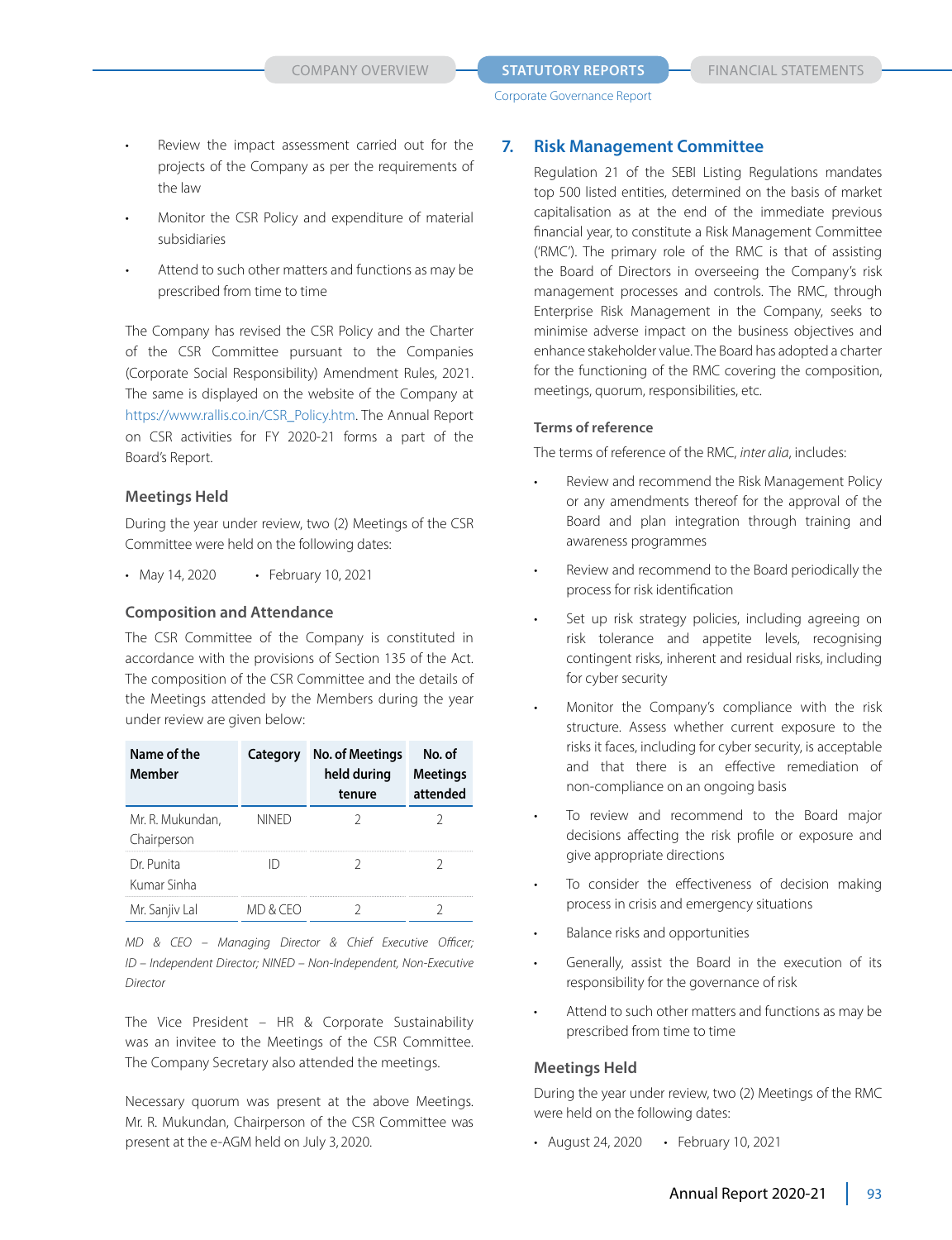- Review the impact assessment carried out for the projects of the Company as per the requirements of the law
- Monitor the CSR Policy and expenditure of material subsidiaries
- Attend to such other matters and functions as may be prescribed from time to time

The Company has revised the CSR Policy and the Charter of the CSR Committee pursuant to the Companies (Corporate Social Responsibility) Amendment Rules, 2021. The same is displayed on the website of the Company at https://www.rallis.co.in/CSR_Policy.htm. The Annual Report on CSR activities for FY 2020-21 forms a part of the Board's Report.

### Meetings Held

During the year under review, two (2) Meetings of the CSR Committee were held on the following dates:

- May 14, 2020
- February 10, 2021

### Composition and Attendance

The CSR Committee of the Company is constituted in accordance with the provisions of Section 135 of the Act. The composition of the CSR Committee and the details of the Meetings attended by the Members during the year under review are given below:

| Name of the Member | Category | No. of Meetings held during tenure | No. of Meetings attended |
|---|---|---|---|
| Mr. R. Mukundan, Chairperson | NINED | 2 | 2 |
| Dr. Punita Kumar Sinha | ID | 2 | 2 |
| Mr. Sanjiv Lal | MD & CEO | 2 | 2 |

*MD & CEO – Managing Director & Chief Executive Officer; ID – Independent Director; NINED – Non-Independent, Non-Executive Director*

The Vice President – HR & Corporate Sustainability was an invitee to the Meetings of the CSR Committee. The Company Secretary also attended the meetings.

Necessary quorum was present at the above Meetings. Mr. R. Mukundan, Chairperson of the CSR Committee was present at the e-AGM held on July 3, 2020.

## 7. Risk Management Committee

Regulation 21 of the SEBI Listing Regulations mandates top 500 listed entities, determined on the basis of market capitalisation as at the end of the immediate previous financial year, to constitute a Risk Management Committee ('RMC'). The primary role of the RMC is that of assisting the Board of Directors in overseeing the Company's risk management processes and controls. The RMC, through Enterprise Risk Management in the Company, seeks to minimise adverse impact on the business objectives and enhance stakeholder value. The Board has adopted a charter for the functioning of the RMC covering the composition, meetings, quorum, responsibilities, etc.

### Terms of reference

The terms of reference of the RMC, *inter alia*, includes:

- Review and recommend the Risk Management Policy or any amendments thereof for the approval of the Board and plan integration through training and awareness programmes
- Review and recommend to the Board periodically the process for risk identification
- Set up risk strategy policies, including agreeing on risk tolerance and appetite levels, recognising contingent risks, inherent and residual risks, including for cyber security
- Monitor the Company's compliance with the risk structure. Assess whether current exposure to the risks it faces, including for cyber security, is acceptable and that there is an effective remediation of non-compliance on an ongoing basis
- To review and recommend to the Board major decisions affecting the risk profile or exposure and give appropriate directions
- To consider the effectiveness of decision making process in crisis and emergency situations
- Balance risks and opportunities
- Generally, assist the Board in the execution of its responsibility for the governance of risk
- Attend to such other matters and functions as may be prescribed from time to time

### Meetings Held

During the year under review, two (2) Meetings of the RMC were held on the following dates:

- August 24, 2020
- February 10, 2021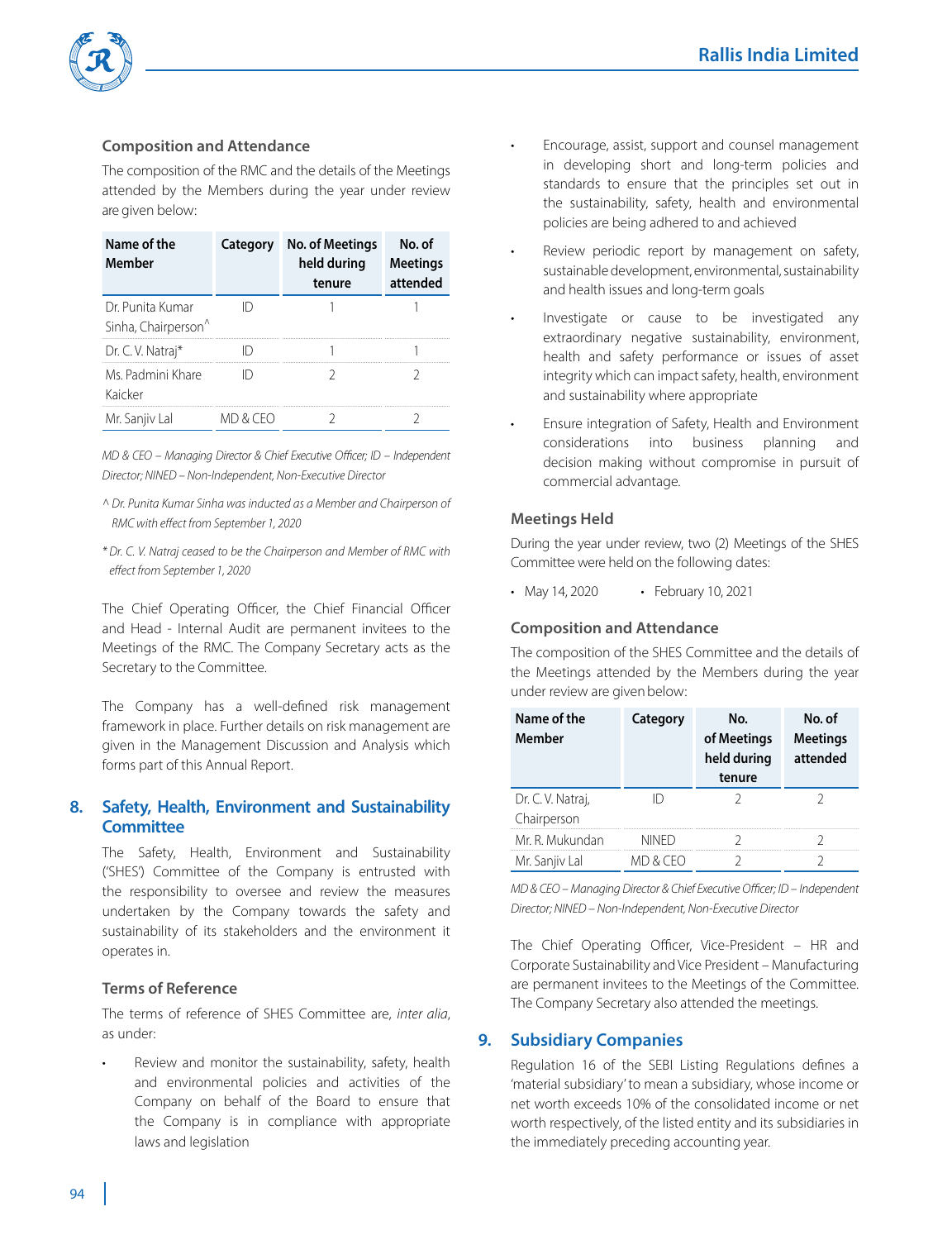### Composition and Attendance

The composition of the RMC and the details of the Meetings attended by the Members during the year under review are given below:

| Name of the Member | Category | No. of Meetings held during tenure | No. of Meetings attended |
|---|---|---|---|
| Dr. Punita Kumar Sinha, Chairperson^ | ID | 1 | 1 |
| Dr. C. V. Natraj* | ID | 1 | 1 |
| Ms. Padmini Khare Kaicker | ID | 2 | 2 |
| Mr. Sanjiv Lal | MD & CEO | 2 | 2 |

*MD & CEO – Managing Director & Chief Executive Officer; ID – Independent Director; NINED – Non-Independent, Non-Executive Director*

*^ Dr. Punita Kumar Sinha was inducted as a Member and Chairperson of RMC with effect from September 1, 2020*

*\* Dr. C. V. Natraj ceased to be the Chairperson and Member of RMC with effect from September 1, 2020*

The Chief Operating Officer, the Chief Financial Officer and Head - Internal Audit are permanent invitees to the Meetings of the RMC. The Company Secretary acts as the Secretary to the Committee.

The Company has a well-defined risk management framework in place. Further details on risk management are given in the Management Discussion and Analysis which forms part of this Annual Report.

## 8. Safety, Health, Environment and Sustainability Committee

The Safety, Health, Environment and Sustainability ('SHES') Committee of the Company is entrusted with the responsibility to oversee and review the measures undertaken by the Company towards the safety and sustainability of its stakeholders and the environment it operates in.

### Terms of Reference

The terms of reference of SHES Committee are, *inter alia*, as under:

- Review and monitor the sustainability, safety, health and environmental policies and activities of the Company on behalf of the Board to ensure that the Company is in compliance with appropriate laws and legislation
- Encourage, assist, support and counsel management in developing short and long-term policies and standards to ensure that the principles set out in the sustainability, safety, health and environmental policies are being adhered to and achieved
- Review periodic report by management on safety, sustainable development, environmental, sustainability and health issues and long-term goals
- Investigate or cause to be investigated any extraordinary negative sustainability, environment, health and safety performance or issues of asset integrity which can impact safety, health, environment and sustainability where appropriate
- Ensure integration of Safety, Health and Environment considerations into business planning and decision making without compromise in pursuit of commercial advantage.

### Meetings Held

During the year under review, two (2) Meetings of the SHES Committee were held on the following dates:

- May 14, 2020
- February 10, 2021

### Composition and Attendance

The composition of the SHES Committee and the details of the Meetings attended by the Members during the year under review are given below:

| Name of the Member | Category | No. of Meetings held during tenure | No. of Meetings attended |
|---|---|---|---|
| Dr. C. V. Natraj, Chairperson | ID | 2 | 2 |
| Mr. R. Mukundan | NINED | 2 | 2 |
| Mr. Sanjiv Lal | MD & CEO | 2 | 2 |

*MD & CEO – Managing Director & Chief Executive Officer; ID – Independent Director; NINED – Non-Independent, Non-Executive Director*

The Chief Operating Officer, Vice-President – HR and Corporate Sustainability and Vice President – Manufacturing are permanent invitees to the Meetings of the Committee. The Company Secretary also attended the meetings.

## 9. Subsidiary Companies

Regulation 16 of the SEBI Listing Regulations defines a 'material subsidiary' to mean a subsidiary, whose income or net worth exceeds 10% of the consolidated income or net worth respectively, of the listed entity and its subsidiaries in the immediately preceding accounting year.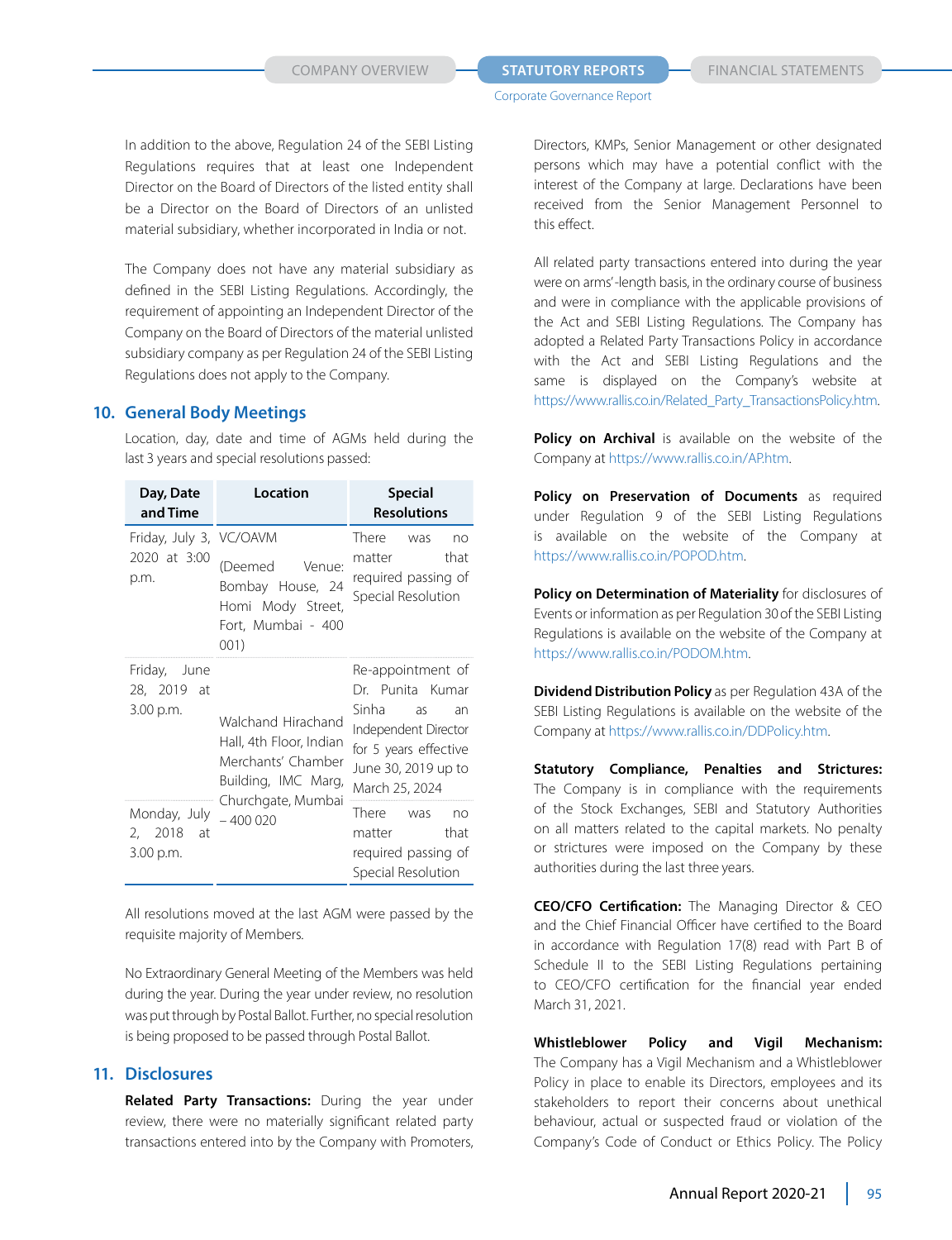In addition to the above, Regulation 24 of the SEBI Listing Regulations requires that at least one Independent Director on the Board of Directors of the listed entity shall be a Director on the Board of Directors of an unlisted material subsidiary, whether incorporated in India or not.

The Company does not have any material subsidiary as defined in the SEBI Listing Regulations. Accordingly, the requirement of appointing an Independent Director of the Company on the Board of Directors of the material unlisted subsidiary company as per Regulation 24 of the SEBI Listing Regulations does not apply to the Company.

## 10. General Body Meetings

Location, day, date and time of AGMs held during the last 3 years and special resolutions passed:

| Day, Date and Time | Location | Special Resolutions |
|---|---|---|
| Friday, July 3, 2020 at 3:00 p.m. | VC/OAVM (Deemed Venue: Bombay House, 24 Homi Mody Street, Fort, Mumbai - 400 001) | There was no matter that required passing of Special Resolution |
| Friday, June 28, 2019 at 3.00 p.m. | Walchand Hirachand Hall, 4th Floor, Indian Merchants' Chamber Building, IMC Marg, Churchgate, Mumbai – 400 020 | Re-appointment of Dr. Punita Kumar Sinha as an Independent Director for 5 years effective June 30, 2019 up to March 25, 2024 |
| Monday, July 2, 2018 at 3.00 p.m. | Walchand Hirachand Hall, 4th Floor, Indian Merchants' Chamber Building, IMC Marg, Churchgate, Mumbai – 400 020 | There was no matter that required passing of Special Resolution |

All resolutions moved at the last AGM were passed by the requisite majority of Members.

No Extraordinary General Meeting of the Members was held during the year. During the year under review, no resolution was put through by Postal Ballot. Further, no special resolution is being proposed to be passed through Postal Ballot.

## 11. Disclosures

**Related Party Transactions:** During the year under review, there were no materially significant related party transactions entered into by the Company with Promoters, Directors, KMPs, Senior Management or other designated persons which may have a potential conflict with the interest of the Company at large. Declarations have been received from the Senior Management Personnel to this effect.

All related party transactions entered into during the year were on arms'-length basis, in the ordinary course of business and were in compliance with the applicable provisions of the Act and SEBI Listing Regulations. The Company has adopted a Related Party Transactions Policy in accordance with the Act and SEBI Listing Regulations and the same is displayed on the Company's website at https://www.rallis.co.in/Related_Party_TransactionsPolicy.htm.

**Policy on Archival** is available on the website of the Company at https://www.rallis.co.in/AP.htm.

**Policy on Preservation of Documents** as required under Regulation 9 of the SEBI Listing Regulations is available on the website of the Company at https://www.rallis.co.in/POPOD.htm.

**Policy on Determination of Materiality** for disclosures of Events or information as per Regulation 30 of the SEBI Listing Regulations is available on the website of the Company at https://www.rallis.co.in/PODOM.htm.

**Dividend Distribution Policy** as per Regulation 43A of the SEBI Listing Regulations is available on the website of the Company at https://www.rallis.co.in/DDPolicy.htm.

**Statutory Compliance, Penalties and Strictures:** The Company is in compliance with the requirements of the Stock Exchanges, SEBI and Statutory Authorities on all matters related to the capital markets. No penalty or strictures were imposed on the Company by these authorities during the last three years.

**CEO/CFO Certification:** The Managing Director & CEO and the Chief Financial Officer have certified to the Board in accordance with Regulation 17(8) read with Part B of Schedule II to the SEBI Listing Regulations pertaining to CEO/CFO certification for the financial year ended March 31, 2021.

**Whistleblower Policy and Vigil Mechanism:** The Company has a Vigil Mechanism and a Whistleblower Policy in place to enable its Directors, employees and its stakeholders to report their concerns about unethical behaviour, actual or suspected fraud or violation of the Company's Code of Conduct or Ethics Policy. The Policy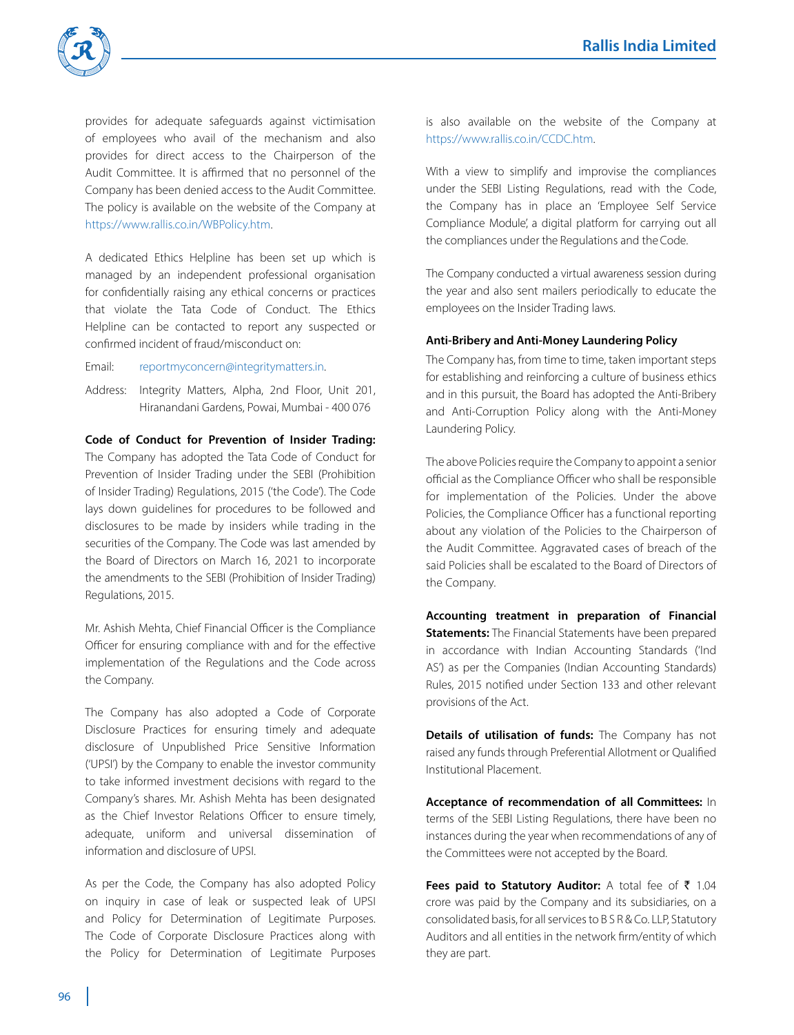provides for adequate safeguards against victimisation of employees who avail of the mechanism and also provides for direct access to the Chairperson of the Audit Committee. It is affirmed that no personnel of the Company has been denied access to the Audit Committee. The policy is available on the website of the Company at https://www.rallis.co.in/WBPolicy.htm.

A dedicated Ethics Helpline has been set up which is managed by an independent professional organisation for confidentially raising any ethical concerns or practices that violate the Tata Code of Conduct. The Ethics Helpline can be contacted to report any suspected or confirmed incident of fraud/misconduct on:

Email: reportmyconcern@integritymatters.in.

Address: Integrity Matters, Alpha, 2nd Floor, Unit 201, Hiranandani Gardens, Powai, Mumbai - 400 076

**Code of Conduct for Prevention of Insider Trading:** The Company has adopted the Tata Code of Conduct for Prevention of Insider Trading under the SEBI (Prohibition of Insider Trading) Regulations, 2015 ('the Code'). The Code lays down guidelines for procedures to be followed and disclosures to be made by insiders while trading in the securities of the Company. The Code was last amended by the Board of Directors on March 16, 2021 to incorporate the amendments to the SEBI (Prohibition of Insider Trading) Regulations, 2015.

Mr. Ashish Mehta, Chief Financial Officer is the Compliance Officer for ensuring compliance with and for the effective implementation of the Regulations and the Code across the Company.

The Company has also adopted a Code of Corporate Disclosure Practices for ensuring timely and adequate disclosure of Unpublished Price Sensitive Information ('UPSI') by the Company to enable the investor community to take informed investment decisions with regard to the Company's shares. Mr. Ashish Mehta has been designated as the Chief Investor Relations Officer to ensure timely, adequate, uniform and universal dissemination of information and disclosure of UPSI.

As per the Code, the Company has also adopted Policy on inquiry in case of leak or suspected leak of UPSI and Policy for Determination of Legitimate Purposes. The Code of Corporate Disclosure Practices along with the Policy for Determination of Legitimate Purposes is also available on the website of the Company at https://www.rallis.co.in/CCDC.htm.

With a view to simplify and improve the compliances under the SEBI Listing Regulations, read with the Code, the Company has in place an 'Employee Self Service Compliance Module', a digital platform for carrying out all the compliances under the Regulations and the Code.

The Company conducted a virtual awareness session during the year and also sent mailers periodically to educate the employees on the Insider Trading laws.

**Anti-Bribery and Anti-Money Laundering Policy**

The Company has, from time to time, taken important steps for establishing and reinforcing a culture of business ethics and in this pursuit, the Board has adopted the Anti-Bribery and Anti-Corruption Policy along with the Anti-Money Laundering Policy.

The above Policies require the Company to appoint a senior official as the Compliance Officer who shall be responsible for implementation of the Policies. Under the above Policies, the Compliance Officer has a functional reporting about any violation of the Policies to the Chairperson of the Audit Committee. Aggravated cases of breach of the said Policies shall be escalated to the Board of Directors of the Company.

**Accounting treatment in preparation of Financial Statements:** The Financial Statements have been prepared in accordance with Indian Accounting Standards ('Ind AS') as per the Companies (Indian Accounting Standards) Rules, 2015 notified under Section 133 and other relevant provisions of the Act.

**Details of utilisation of funds:** The Company has not raised any funds through Preferential Allotment or Qualified Institutional Placement.

**Acceptance of recommendation of all Committees:** In terms of the SEBI Listing Regulations, there have been no instances during the year when recommendations of any of the Committees were not accepted by the Board.

**Fees paid to Statutory Auditor:** A total fee of ₹ 1.04 crore was paid by the Company and its subsidiaries, on a consolidated basis, for all services to B S R & Co. LLP, Statutory Auditors and all entities in the network firm/entity of which they are part.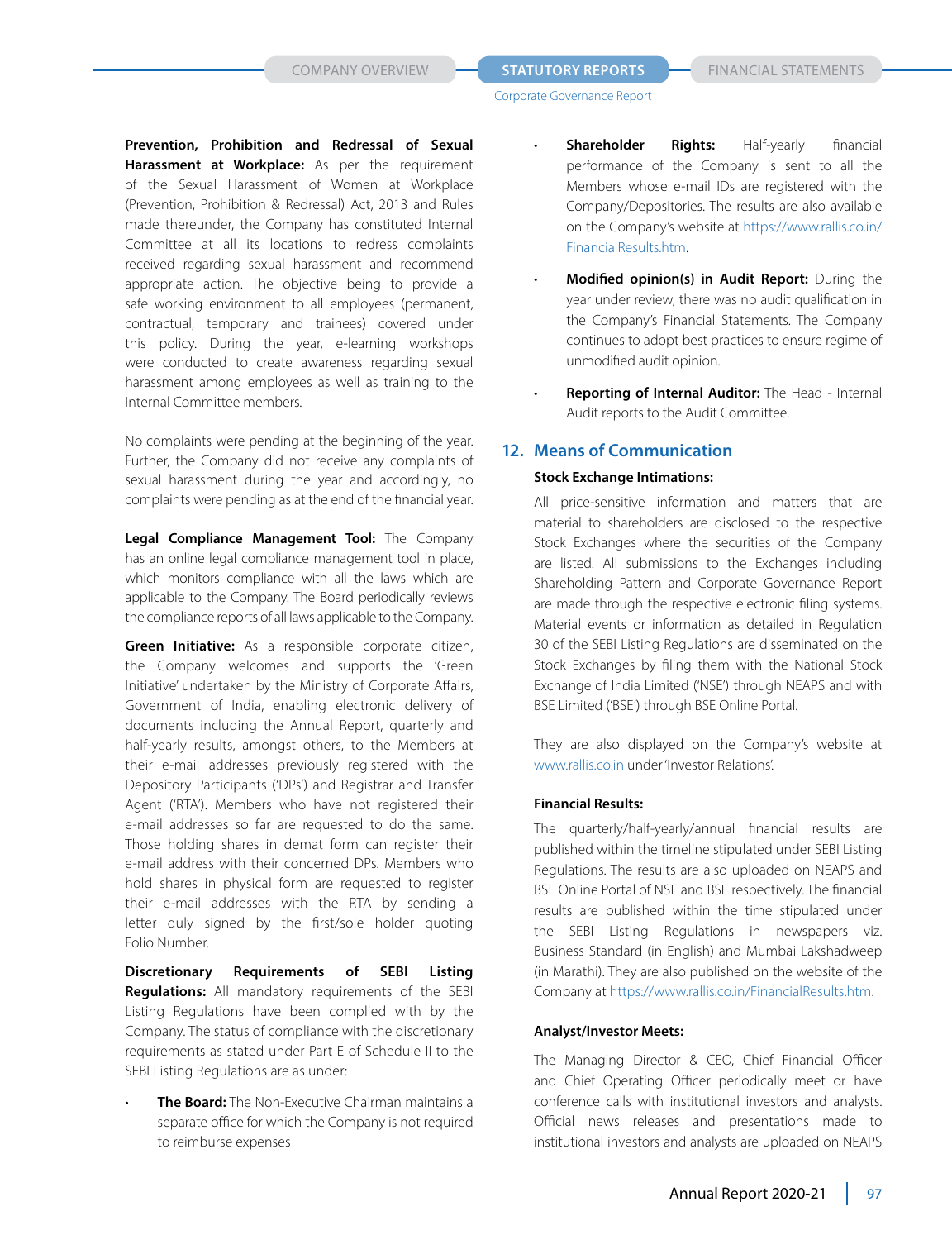**Prevention, Prohibition and Redressal of Sexual Harassment at Workplace:** As per the requirement of the Sexual Harassment of Women at Workplace (Prevention, Prohibition & Redressal) Act, 2013 and Rules made thereunder, the Company has constituted Internal Committee at all its locations to redress complaints received regarding sexual harassment and recommend appropriate action. The objective being to provide a safe working environment to all employees (permanent, contractual, temporary and trainees) covered under this policy. During the year, e-learning workshops were conducted to create awareness regarding sexual harassment among employees as well as training to the Internal Committee members.

No complaints were pending at the beginning of the year. Further, the Company did not receive any complaints of sexual harassment during the year and accordingly, no complaints were pending as at the end of the financial year.

**Legal Compliance Management Tool:** The Company has an online legal compliance management tool in place, which monitors compliance with all the laws which are applicable to the Company. The Board periodically reviews the compliance reports of all laws applicable to the Company.

**Green Initiative:** As a responsible corporate citizen, the Company welcomes and supports the 'Green Initiative' undertaken by the Ministry of Corporate Affairs, Government of India, enabling electronic delivery of documents including the Annual Report, quarterly and half-yearly results, amongst others, to the Members at their e-mail addresses previously registered with the Depository Participants ('DPs') and Registrar and Transfer Agent ('RTA'). Members who have not registered their e-mail addresses so far are requested to do the same. Those holding shares in demat form can register their e-mail address with their concerned DPs. Members who hold shares in physical form are requested to register their e-mail addresses with the RTA by sending a letter duly signed by the first/sole holder quoting Folio Number.

**Discretionary Requirements of SEBI Listing Regulations:** All mandatory requirements of the SEBI Listing Regulations have been complied with by the Company. The status of compliance with the discretionary requirements as stated under Part E of Schedule II to the SEBI Listing Regulations are as under:

- **The Board:** The Non-Executive Chairman maintains a separate office for which the Company is not required to reimburse expenses
- **Shareholder Rights:** Half-yearly financial performance of the Company is sent to all the Members whose e-mail IDs are registered with the Company/Depositories. The results are also available on the Company's website at https://www.rallis.co.in/FinancialResults.htm.
- **Modified opinion(s) in Audit Report:** During the year under review, there was no audit qualification in the Company's Financial Statements. The Company continues to adopt best practices to ensure regime of unmodified audit opinion.
- **Reporting of Internal Auditor:** The Head - Internal Audit reports to the Audit Committee.

## 12. Means of Communication

**Stock Exchange Intimations:**

All price-sensitive information and matters that are material to shareholders are disclosed to the respective Stock Exchanges where the securities of the Company are listed. All submissions to the Exchanges including Shareholding Pattern and Corporate Governance Report are made through the respective electronic filing systems. Material events or information as detailed in Regulation 30 of the SEBI Listing Regulations are disseminated on the Stock Exchanges by filing them with the National Stock Exchange of India Limited ('NSE') through NEAPS and with BSE Limited ('BSE') through BSE Online Portal.

They are also displayed on the Company's website at www.rallis.co.in under 'Investor Relations'.

**Financial Results:**

The quarterly/half-yearly/annual financial results are published within the timeline stipulated under SEBI Listing Regulations. The results are also uploaded on NEAPS and BSE Online Portal of NSE and BSE respectively. The financial results are published within the time stipulated under the SEBI Listing Regulations in newspapers viz. Business Standard (in English) and Mumbai Lakshadweep (in Marathi). They are also published on the website of the Company at https://www.rallis.co.in/FinancialResults.htm.

**Analyst/Investor Meets:**

The Managing Director & CEO, Chief Financial Officer and Chief Operating Officer periodically meet or have conference calls with institutional investors and analysts. Official news releases and presentations made to institutional investors and analysts are uploaded on NEAPS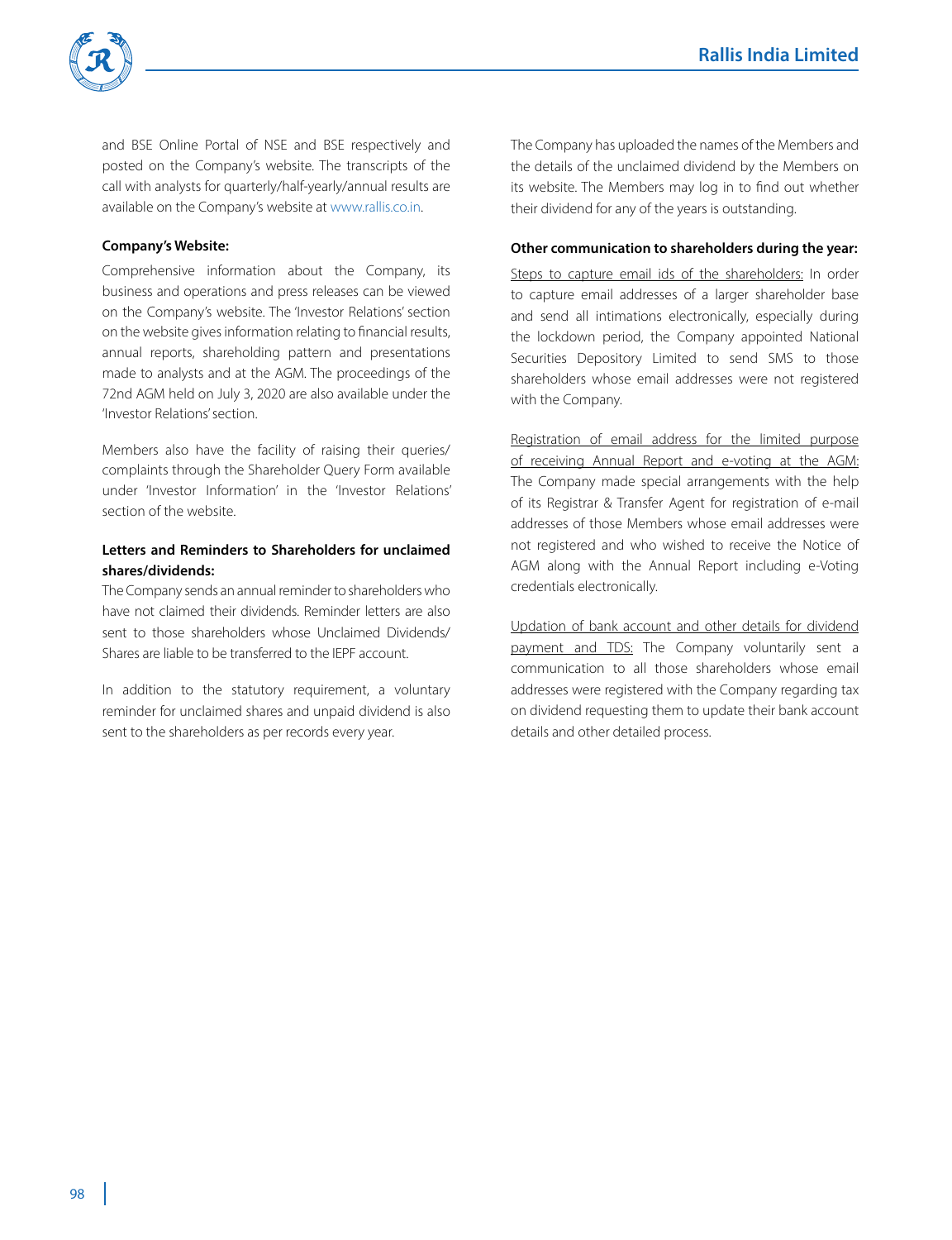and BSE Online Portal of NSE and BSE respectively and posted on the Company's website. The transcripts of the call with analysts for quarterly/half-yearly/annual results are available on the Company's website at www.rallis.co.in.

**Company's Website:**

Comprehensive information about the Company, its business and operations and press releases can be viewed on the Company's website. The 'Investor Relations' section on the website gives information relating to financial results, annual reports, shareholding pattern and presentations made to analysts and at the AGM. The proceedings of the 72nd AGM held on July 3, 2020 are also available under the 'Investor Relations' section.

Members also have the facility of raising their queries/complaints through the Shareholder Query Form available under 'Investor Information' in the 'Investor Relations' section of the website.

**Letters and Reminders to Shareholders for unclaimed shares/dividends:**

The Company sends an annual reminder to shareholders who have not claimed their dividends. Reminder letters are also sent to those shareholders whose Unclaimed Dividends/Shares are liable to be transferred to the IEPF account.

In addition to the statutory requirement, a voluntary reminder for unclaimed shares and unpaid dividend is also sent to the shareholders as per records every year.

The Company has uploaded the names of the Members and the details of the unclaimed dividend by the Members on its website. The Members may log in to find out whether their dividend for any of the years is outstanding.

**Other communication to shareholders during the year:**

Steps to capture email ids of the shareholders: In order to capture email addresses of a larger shareholder base and send all intimations electronically, especially during the lockdown period, the Company appointed National Securities Depository Limited to send SMS to those shareholders whose email addresses were not registered with the Company.

Registration of email address for the limited purpose of receiving Annual Report and e-voting at the AGM: The Company made special arrangements with the help of its Registrar & Transfer Agent for registration of e-mail addresses of those Members whose email addresses were not registered and who wished to receive the Notice of AGM along with the Annual Report including e-Voting credentials electronically.

Updation of bank account and other details for dividend payment and TDS: The Company voluntarily sent a communication to all those shareholders whose email addresses were registered with the Company regarding tax on dividend requesting them to update their bank account details and other detailed process.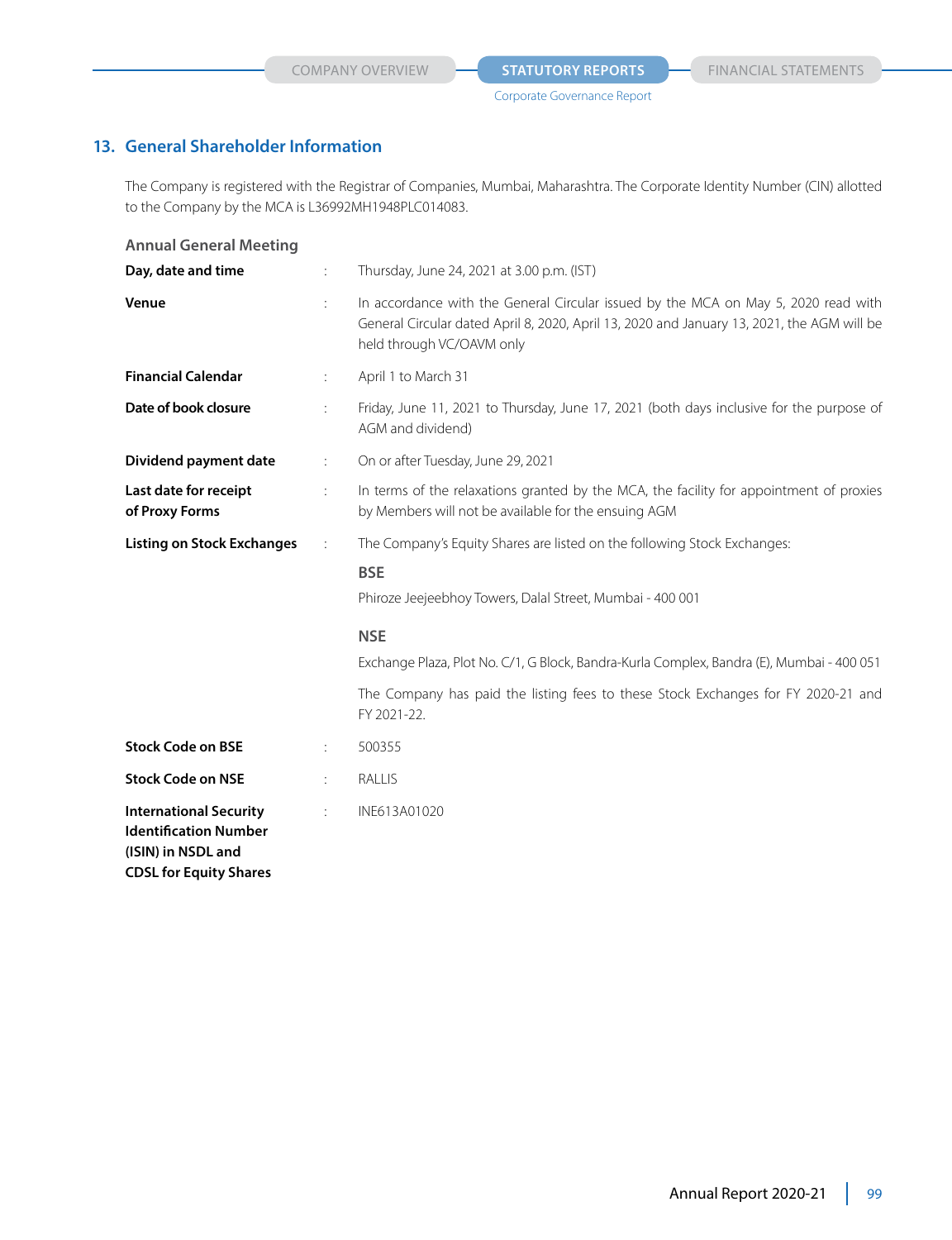## 13. General Shareholder Information

The Company is registered with the Registrar of Companies, Mumbai, Maharashtra. The Corporate Identity Number (CIN) allotted to the Company by the MCA is L36992MH1948PLC014083.

### Annual General Meeting

**Day, date and time** : Thursday, June 24, 2021 at 3.00 p.m. (IST)

**Venue** : In accordance with the General Circular issued by the MCA on May 5, 2020 read with General Circular dated April 8, 2020, April 13, 2020 and January 13, 2021, the AGM will be held through VC/OAVM only

**Financial Calendar** : April 1 to March 31

**Date of book closure** : Friday, June 11, 2021 to Thursday, June 17, 2021 (both days inclusive for the purpose of AGM and dividend)

**Dividend payment date** : On or after Tuesday, June 29, 2021

**Last date for receipt of Proxy Forms** : In terms of the relaxations granted by the MCA, the facility for appointment of proxies by Members will not be available for the ensuing AGM

**Listing on Stock Exchanges** : The Company's Equity Shares are listed on the following Stock Exchanges:

**BSE**

Phiroze Jeejeebhoy Towers, Dalal Street, Mumbai - 400 001

**NSE**

Exchange Plaza, Plot No. C/1, G Block, Bandra-Kurla Complex, Bandra (E), Mumbai - 400 051

The Company has paid the listing fees to these Stock Exchanges for FY 2020-21 and FY 2021-22.

**Stock Code on BSE** : 500355

**Stock Code on NSE** : RALLIS

**International Security Identification Number (ISIN) in NSDL and CDSL for Equity Shares** : INE613A01020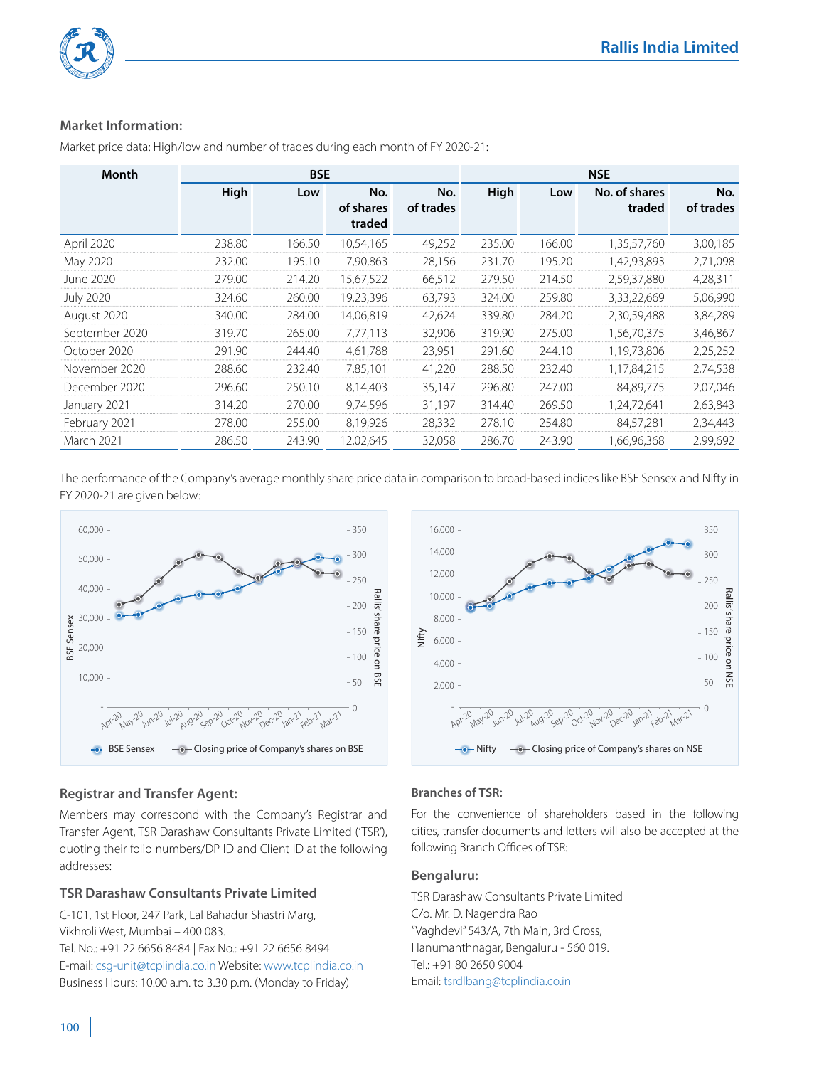### Market Information:

Market price data: High/low and number of trades during each month of FY 2020-21:

| Month | BSE | | | | NSE | | | |
|---|---|---|---|---|---|---|---|---|
| | High | Low | No. of shares traded | No. of trades | High | Low | No. of shares traded | No. of trades |
| April 2020 | 238.80 | 166.50 | 10,54,165 | 49,252 | 235.00 | 166.00 | 1,35,57,760 | 3,00,185 |
| May 2020 | 232.00 | 195.10 | 7,90,863 | 28,156 | 231.70 | 195.20 | 1,42,93,893 | 2,71,098 |
| June 2020 | 279.00 | 214.20 | 15,67,522 | 66,512 | 279.50 | 214.50 | 2,59,37,880 | 4,28,311 |
| July 2020 | 324.60 | 260.00 | 19,23,396 | 63,793 | 324.00 | 259.80 | 3,33,22,669 | 5,06,990 |
| August 2020 | 340.00 | 284.00 | 14,06,819 | 42,624 | 339.80 | 284.20 | 2,30,59,488 | 3,84,289 |
| September 2020 | 319.70 | 265.00 | 7,77,113 | 32,906 | 319.90 | 275.00 | 1,56,70,375 | 3,46,867 |
| October 2020 | 291.90 | 244.40 | 4,61,788 | 23,951 | 291.60 | 244.10 | 1,19,73,806 | 2,25,252 |
| November 2020 | 288.60 | 232.40 | 7,85,101 | 41,220 | 288.50 | 232.40 | 1,17,84,215 | 2,74,538 |
| December 2020 | 296.60 | 250.10 | 8,14,403 | 35,147 | 296.80 | 247.00 | 84,89,775 | 2,07,046 |
| January 2021 | 314.20 | 270.00 | 9,74,596 | 31,197 | 314.40 | 269.50 | 1,24,72,641 | 2,63,843 |
| February 2021 | 278.00 | 255.00 | 8,19,926 | 28,332 | 278.10 | 254.80 | 84,57,281 | 2,34,443 |
| March 2021 | 286.50 | 243.90 | 12,02,645 | 32,058 | 286.70 | 243.90 | 1,66,96,368 | 2,99,692 |

The performance of the Company's average monthly share price data in comparison to broad-based indices like BSE Sensex and Nifty in FY 2020-21 are given below:

### Registrar and Transfer Agent:

Members may correspond with the Company's Registrar and Transfer Agent, TSR Darashaw Consultants Private Limited ('TSR'), quoting their folio numbers/DP ID and Client ID at the following addresses:

### TSR Darashaw Consultants Private Limited

C-101, 1st Floor, 247 Park, Lal Bahadur Shastri Marg,
Vikhroli West, Mumbai – 400 083.
Tel. No.: +91 22 6656 8484 | Fax No.: +91 22 6656 8494
E-mail: csg-unit@tcplindia.co.in Website: www.tcplindia.co.in
Business Hours: 10.00 a.m. to 3.30 p.m. (Monday to Friday)

### Branches of TSR:

For the convenience of shareholders based in the following cities, transfer documents and letters will also be accepted at the following Branch Offices of TSR:

### Bengaluru:

TSR Darashaw Consultants Private Limited
C/o. Mr. D. Nagendra Rao
"Vaghdevi" 543/A, 7th Main, 3rd Cross,
Hanumanthnagar, Bengaluru - 560 019.
Tel.: +91 80 2650 9004
Email: tsrdlbang@tcplindia.co.in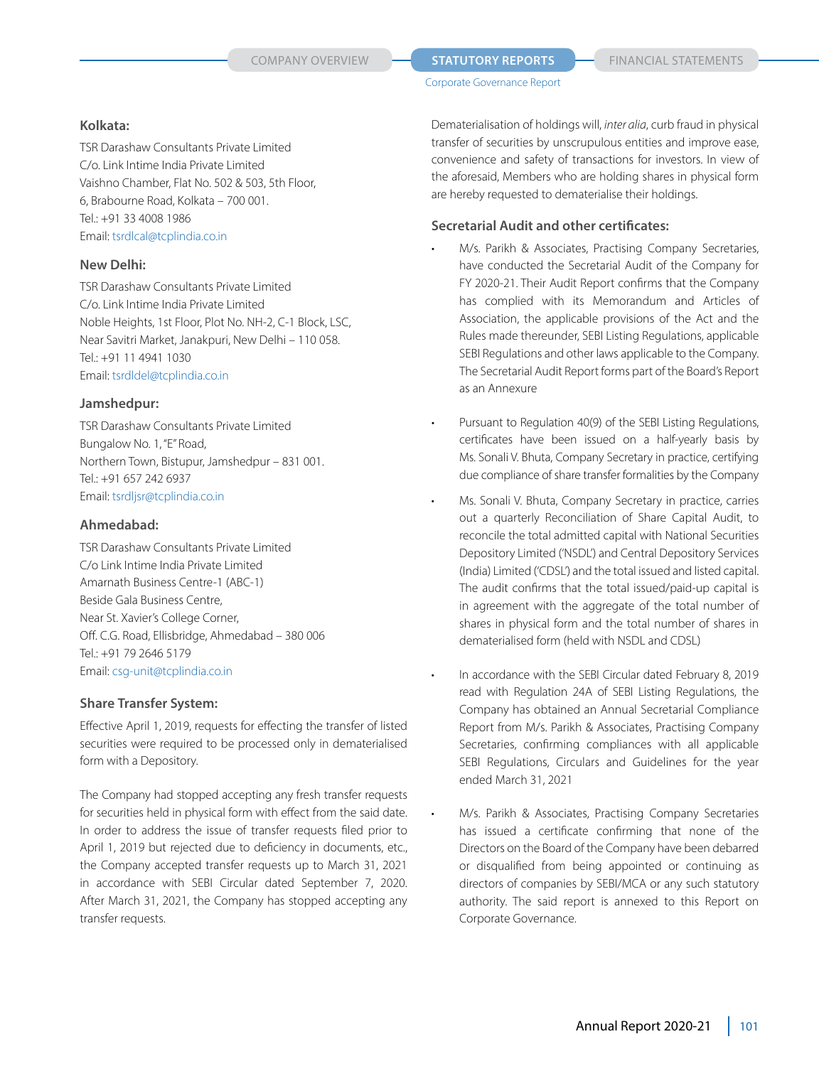### Kolkata:

TSR Darashaw Consultants Private Limited
C/o. Link Intime India Private Limited
Vaishno Chamber, Flat No. 502 & 503, 5th Floor,
6, Brabourne Road, Kolkata – 700 001.
Tel.: +91 33 4008 1986
Email: tsrdlcal@tcplindia.co.in

### New Delhi:

TSR Darashaw Consultants Private Limited
C/o. Link Intime India Private Limited
Noble Heights, 1st Floor, Plot No. NH-2, C-1 Block, LSC,
Near Savitri Market, Janakpuri, New Delhi – 110 058.
Tel.: +91 11 4941 1030
Email: tsrdldel@tcplindia.co.in

### Jamshedpur:

TSR Darashaw Consultants Private Limited
Bungalow No. 1, "E" Road,
Northern Town, Bistupur, Jamshedpur – 831 001.
Tel.: +91 657 242 6937
Email: tsrdljsr@tcplindia.co.in

### Ahmedabad:

TSR Darashaw Consultants Private Limited
C/o Link Intime India Private Limited
Amarnath Business Centre-1 (ABC-1)
Beside Gala Business Centre,
Near St. Xavier's College Corner,
Off. C.G. Road, Ellisbridge, Ahmedabad – 380 006
Tel.: +91 79 2646 5179
Email: csg-unit@tcplindia.co.in

### Share Transfer System:

Effective April 1, 2019, requests for effecting the transfer of listed securities were required to be processed only in dematerialised form with a Depository.

The Company had stopped accepting any fresh transfer requests for securities held in physical form with effect from the said date. In order to address the issue of transfer requests filed prior to April 1, 2019 but rejected due to deficiency in documents, etc., the Company accepted transfer requests up to March 31, 2021 in accordance with SEBI Circular dated September 7, 2020. After March 31, 2021, the Company has stopped accepting any transfer requests.

Dematerialisation of holdings will, *inter alia*, curb fraud in physical transfer of securities by unscrupulous entities and improve ease, convenience and safety of transactions for investors. In view of the aforesaid, Members who are holding shares in physical form are hereby requested to dematerialise their holdings.

### Secretarial Audit and other certificates:

- M/s. Parikh & Associates, Practising Company Secretaries, have conducted the Secretarial Audit of the Company for FY 2020-21. Their Audit Report confirms that the Company has complied with its Memorandum and Articles of Association, the applicable provisions of the Act and the Rules made thereunder, SEBI Listing Regulations, applicable SEBI Regulations and other laws applicable to the Company. The Secretarial Audit Report forms part of the Board's Report as an Annexure

- Pursuant to Regulation 40(9) of the SEBI Listing Regulations, certificates have been issued on a half-yearly basis by Ms. Sonali V. Bhuta, Company Secretary in practice, certifying due compliance of share transfer formalities by the Company

- Ms. Sonali V. Bhuta, Company Secretary in practice, carries out a quarterly Reconciliation of Share Capital Audit, to reconcile the total admitted capital with National Securities Depository Limited ('NSDL') and Central Depository Services (India) Limited ('CDSL') and the total issued and listed capital. The audit confirms that the total issued/paid-up capital is in agreement with the aggregate of the total number of shares in physical form and the total number of shares in dematerialised form (held with NSDL and CDSL)

- In accordance with the SEBI Circular dated February 8, 2019 read with Regulation 24A of SEBI Listing Regulations, the Company has obtained an Annual Secretarial Compliance Report from M/s. Parikh & Associates, Practising Company Secretaries, confirming compliances with all applicable SEBI Regulations, Circulars and Guidelines for the year ended March 31, 2021

- M/s. Parikh & Associates, Practising Company Secretaries has issued a certificate confirming that none of the Directors on the Board of the Company have been debarred or disqualified from being appointed or continuing as directors of companies by SEBI/MCA or any such statutory authority. The said report is annexed to this Report on Corporate Governance.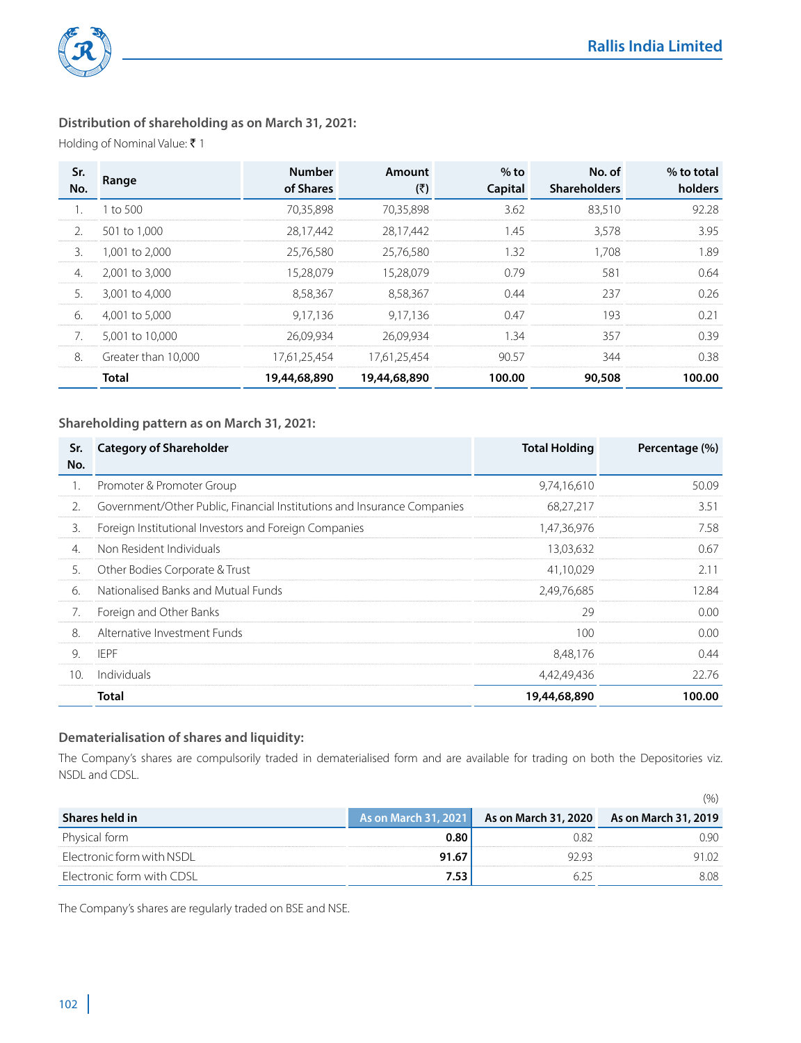### Distribution of shareholding as on March 31, 2021:

Holding of Nominal Value: ₹ 1

| Sr. No. | Range | Number of Shares | Amount (₹) | % to Capital | No. of Shareholders | % to total holders |
|---|---|---|---|---|---|---|
| 1. | 1 to 500 | 70,35,898 | 70,35,898 | 3.62 | 83,510 | 92.28 |
| 2. | 501 to 1,000 | 28,17,442 | 28,17,442 | 1.45 | 3,578 | 3.95 |
| 3. | 1,001 to 2,000 | 25,76,580 | 25,76,580 | 1.32 | 1,708 | 1.89 |
| 4. | 2,001 to 3,000 | 15,28,079 | 15,28,079 | 0.79 | 581 | 0.64 |
| 5. | 3,001 to 4,000 | 8,58,367 | 8,58,367 | 0.44 | 237 | 0.26 |
| 6. | 4,001 to 5,000 | 9,17,136 | 9,17,136 | 0.47 | 193 | 0.21 |
| 7. | 5,001 to 10,000 | 26,09,934 | 26,09,934 | 1.34 | 357 | 0.39 |
| 8. | Greater than 10,000 | 17,61,25,454 | 17,61,25,454 | 90.57 | 344 | 0.38 |
| | **Total** | **19,44,68,890** | **19,44,68,890** | **100.00** | **90,508** | **100.00** |

### Shareholding pattern as on March 31, 2021:

| Sr. No. | Category of Shareholder | Total Holding | Percentage (%) |
|---|---|---|---|
| 1. | Promoter & Promoter Group | 9,74,16,610 | 50.09 |
| 2. | Government/Other Public, Financial Institutions and Insurance Companies | 68,27,217 | 3.51 |
| 3. | Foreign Institutional Investors and Foreign Companies | 1,47,36,976 | 7.58 |
| 4. | Non Resident Individuals | 13,03,632 | 0.67 |
| 5. | Other Bodies Corporate & Trust | 41,10,029 | 2.11 |
| 6. | Nationalised Banks and Mutual Funds | 2,49,76,685 | 12.84 |
| 7. | Foreign and Other Banks | 29 | 0.00 |
| 8. | Alternative Investment Funds | 100 | 0.00 |
| 9. | IEPF | 8,48,176 | 0.44 |
| 10. | Individuals | 4,42,49,436 | 22.76 |
| | **Total** | **19,44,68,890** | **100.00** |

### Dematerialisation of shares and liquidity:

The Company's shares are compulsorily traded in dematerialised form and are available for trading on both the Depositories viz. NSDL and CDSL.

(%)

| Shares held in | As on March 31, 2021 | As on March 31, 2020 | As on March 31, 2019 |
|---|---|---|---|
| Physical form | **0.80** | 0.82 | 0.90 |
| Electronic form with NSDL | **91.67** | 92.93 | 91.02 |
| Electronic form with CDSL | **7.53** | 6.25 | 8.08 |

The Company's shares are regularly traded on BSE and NSE.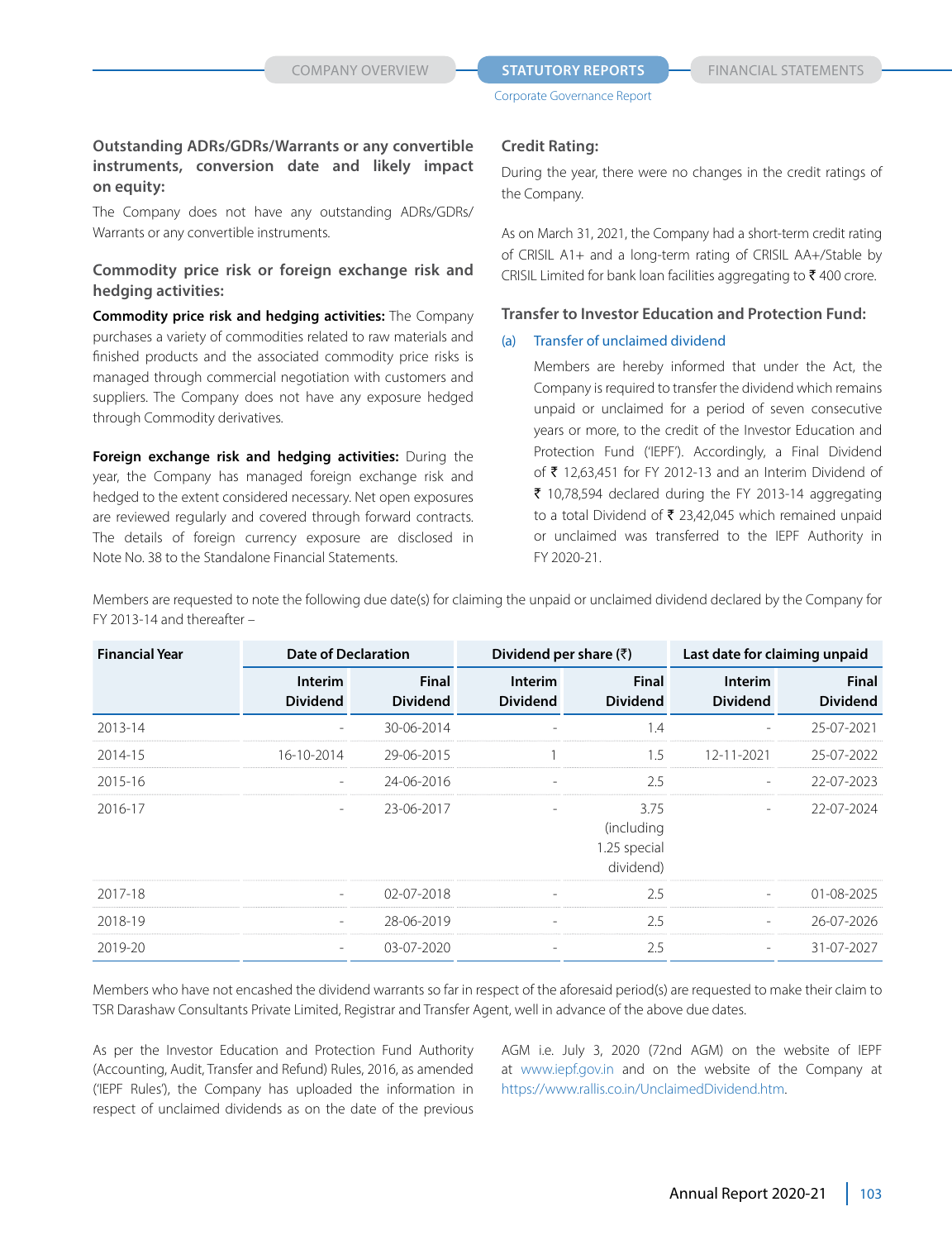### Outstanding ADRs/GDRs/Warrants or any convertible instruments, conversion date and likely impact on equity:

The Company does not have any outstanding ADRs/GDRs/ Warrants or any convertible instruments.

### Commodity price risk or foreign exchange risk and hedging activities:

**Commodity price risk and hedging activities:** The Company purchases a variety of commodities related to raw materials and finished products and the associated commodity price risks is managed through commercial negotiation with customers and suppliers. The Company does not have any exposure hedged through Commodity derivatives.

**Foreign exchange risk and hedging activities:** During the year, the Company has managed foreign exchange risk and hedged to the extent considered necessary. Net open exposures are reviewed regularly and covered through forward contracts. The details of foreign currency exposure are disclosed in Note No. 38 to the Standalone Financial Statements.

### Credit Rating:

During the year, there were no changes in the credit ratings of the Company.

As on March 31, 2021, the Company had a short-term credit rating of CRISIL A1+ and a long-term rating of CRISIL AA+/Stable by CRISIL Limited for bank loan facilities aggregating to ₹ 400 crore.

### Transfer to Investor Education and Protection Fund:

(a) Transfer of unclaimed dividend

Members are hereby informed that under the Act, the Company is required to transfer the dividend which remains unpaid or unclaimed for a period of seven consecutive years or more, to the credit of the Investor Education and Protection Fund ('IEPF'). Accordingly, a Final Dividend of ₹ 12,63,451 for FY 2012-13 and an Interim Dividend of ₹ 10,78,594 declared during the FY 2013-14 aggregating to a total Dividend of ₹ 23,42,045 which remained unpaid or unclaimed was transferred to the IEPF Authority in FY 2020-21.

Members are requested to note the following due date(s) for claiming the unpaid or unclaimed dividend declared by the Company for FY 2013-14 and thereafter –

| Financial Year | Date of Declaration | | Dividend per share (₹) | | Last date for claiming unpaid | |
|---|---|---|---|---|---|---|
| | Interim Dividend | Final Dividend | Interim Dividend | Final Dividend | Interim Dividend | Final Dividend |
| 2013-14 | - | 30-06-2014 | - | 1.4 | - | 25-07-2021 |
| 2014-15 | 16-10-2014 | 29-06-2015 | 1 | 1.5 | 12-11-2021 | 25-07-2022 |
| 2015-16 | - | 24-06-2016 | - | 2.5 | - | 22-07-2023 |
| 2016-17 | - | 23-06-2017 | - | 3.75 (including 1.25 special dividend) | - | 22-07-2024 |
| 2017-18 | - | 02-07-2018 | - | 2.5 | - | 01-08-2025 |
| 2018-19 | - | 28-06-2019 | - | 2.5 | - | 26-07-2026 |
| 2019-20 | - | 03-07-2020 | - | 2.5 | - | 31-07-2027 |

Members who have not encashed the dividend warrants so far in respect of the aforesaid period(s) are requested to make their claim to TSR Darashaw Consultants Private Limited, Registrar and Transfer Agent, well in advance of the above due dates.

As per the Investor Education and Protection Fund Authority (Accounting, Audit, Transfer and Refund) Rules, 2016, as amended ('IEPF Rules'), the Company has uploaded the information in respect of unclaimed dividends as on the date of the previous AGM i.e. July 3, 2020 (72nd AGM) on the website of IEPF at www.iepf.gov.in and on the website of the Company at https://www.rallis.co.in/UnclaimedDividend.htm.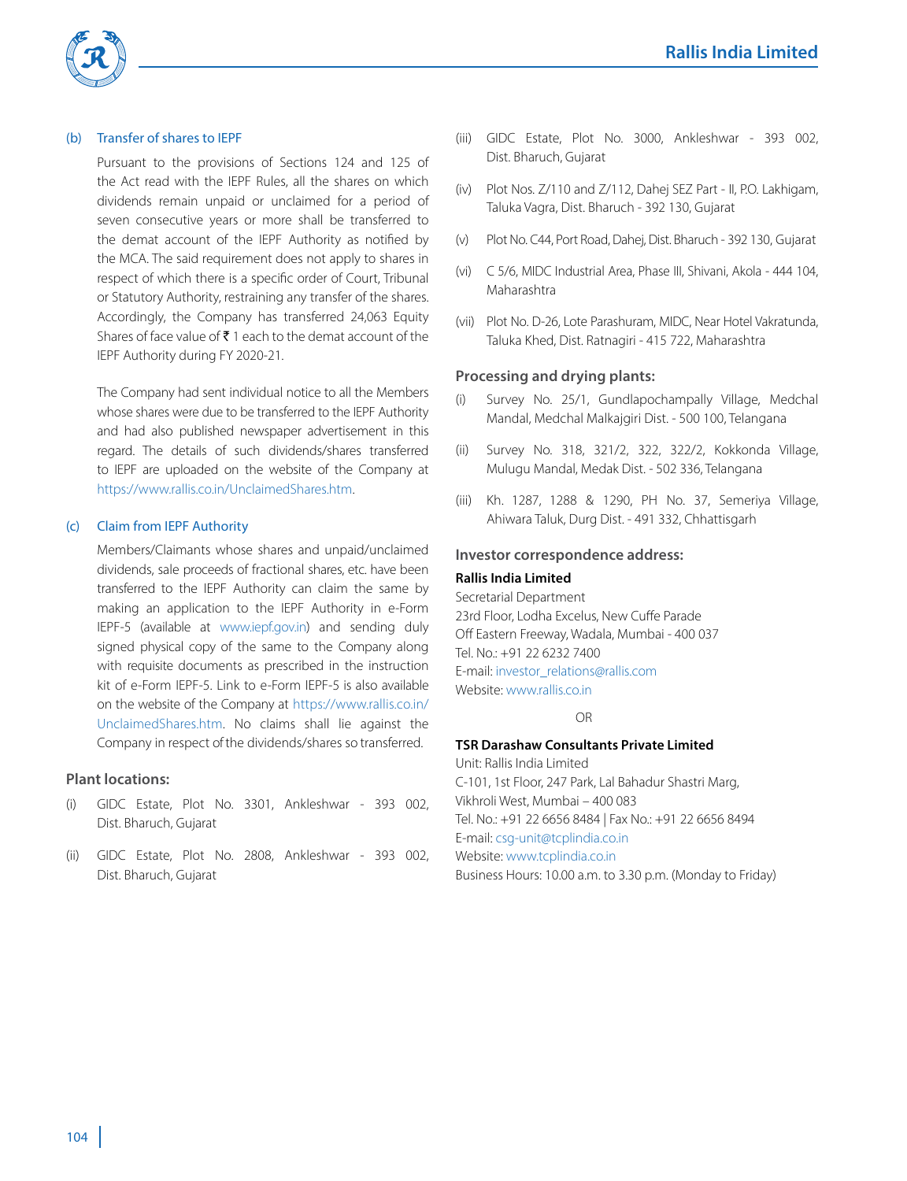(b) Transfer of shares to IEPF

Pursuant to the provisions of Sections 124 and 125 of the Act read with the IEPF Rules, all the shares on which dividends remain unpaid or unclaimed for a period of seven consecutive years or more shall be transferred to the demat account of the IEPF Authority as notified by the MCA. The said requirement does not apply to shares in respect of which there is a specific order of Court, Tribunal or Statutory Authority, restraining any transfer of the shares. Accordingly, the Company has transferred 24,063 Equity Shares of face value of ₹ 1 each to the demat account of the IEPF Authority during FY 2020-21.

The Company had sent individual notice to all the Members whose shares were due to be transferred to the IEPF Authority and had also published newspaper advertisement in this regard. The details of such dividends/shares transferred to IEPF are uploaded on the website of the Company at https://www.rallis.co.in/UnclaimedShares.htm.

(c) Claim from IEPF Authority

Members/Claimants whose shares and unpaid/unclaimed dividends, sale proceeds of fractional shares, etc. have been transferred to the IEPF Authority can claim the same by making an application to the IEPF Authority in e-Form IEPF-5 (available at www.iepf.gov.in) and sending duly signed physical copy of the same to the Company along with requisite documents as prescribed in the instruction kit of e-Form IEPF-5. Link to e-Form IEPF-5 is also available on the website of the Company at https://www.rallis.co.in/UnclaimedShares.htm. No claims shall lie against the Company in respect of the dividends/shares so transferred.

### Plant locations:

(i) GIDC Estate, Plot No. 3301, Ankleshwar - 393 002, Dist. Bharuch, Gujarat

(ii) GIDC Estate, Plot No. 2808, Ankleshwar - 393 002, Dist. Bharuch, Gujarat

(iii) GIDC Estate, Plot No. 3000, Ankleshwar - 393 002, Dist. Bharuch, Gujarat

(iv) Plot Nos. Z/110 and Z/112, Dahej SEZ Part - II, P.O. Lakhigam, Taluka Vagra, Dist. Bharuch - 392 130, Gujarat

(v) Plot No. C44, Port Road, Dahej, Dist. Bharuch - 392 130, Gujarat

(vi) C 5/6, MIDC Industrial Area, Phase III, Shivani, Akola - 444 104, Maharashtra

(vii) Plot No. D-26, Lote Parashuram, MIDC, Near Hotel Vakratunda, Taluka Khed, Dist. Ratnagiri - 415 722, Maharashtra

### Processing and drying plants:

(i) Survey No. 25/1, Gundlapochampally Village, Medchal Mandal, Medchal Malkajgiri Dist. - 500 100, Telangana

(ii) Survey No. 318, 321/2, 322, 322/2, Kokkonda Village, Mulugu Mandal, Medak Dist. - 502 336, Telangana

(iii) Kh. 1287, 1288 & 1290, PH No. 37, Semeriya Village, Ahiwara Taluk, Durg Dist. - 491 332, Chhattisgarh

### Investor correspondence address:

**Rallis India Limited**
Secretarial Department
23rd Floor, Lodha Excelus, New Cuffe Parade
Off Eastern Freeway, Wadala, Mumbai - 400 037
Tel. No.: +91 22 6232 7400
E-mail: investor_relations@rallis.com
Website: www.rallis.co.in

OR

**TSR Darashaw Consultants Private Limited**
Unit: Rallis India Limited
C-101, 1st Floor, 247 Park, Lal Bahadur Shastri Marg,
Vikhroli West, Mumbai – 400 083
Tel. No.: +91 22 6656 8484 | Fax No.: +91 22 6656 8494
E-mail: csg-unit@tcplindia.co.in
Website: www.tcplindia.co.in
Business Hours: 10.00 a.m. to 3.30 p.m. (Monday to Friday)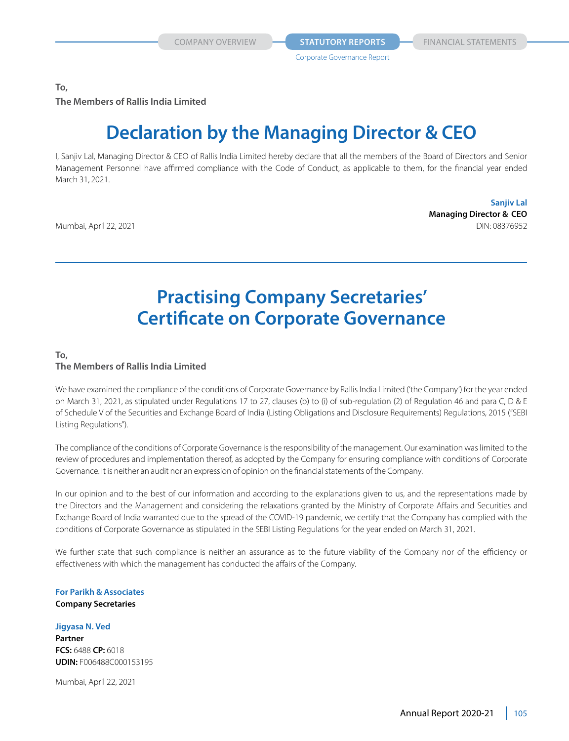**To,**
**The Members of Rallis India Limited**

# Declaration by the Managing Director & CEO

I, Sanjiv Lal, Managing Director & CEO of Rallis India Limited hereby declare that all the members of the Board of Directors and Senior Management Personnel have affirmed compliance with the Code of Conduct, as applicable to them, for the financial year ended March 31, 2021.

**Sanjiv Lal**
**Managing Director & CEO**
DIN: 08376952

Mumbai, April 22, 2021

# Practising Company Secretaries' Certificate on Corporate Governance

**To,**
**The Members of Rallis India Limited**

We have examined the compliance of the conditions of Corporate Governance by Rallis India Limited ('the Company') for the year ended on March 31, 2021, as stipulated under Regulations 17 to 27, clauses (b) to (i) of sub-regulation (2) of Regulation 46 and para C, D & E of Schedule V of the Securities and Exchange Board of India (Listing Obligations and Disclosure Requirements) Regulations, 2015 ("SEBI Listing Regulations").

The compliance of the conditions of Corporate Governance is the responsibility of the management. Our examination was limited to the review of procedures and implementation thereof, as adopted by the Company for ensuring compliance with conditions of Corporate Governance. It is neither an audit nor an expression of opinion on the financial statements of the Company.

In our opinion and to the best of our information and according to the explanations given to us, and the representations made by the Directors and the Management and considering the relaxations granted by the Ministry of Corporate Affairs and Securities and Exchange Board of India warranted due to the spread of the COVID-19 pandemic, we certify that the Company has complied with the conditions of Corporate Governance as stipulated in the SEBI Listing Regulations for the year ended on March 31, 2021.

We further state that such compliance is neither an assurance as to the future viability of the Company nor of the efficiency or effectiveness with which the management has conducted the affairs of the Company.

**For Parikh & Associates**
**Company Secretaries**

**Jigyasa N. Ved**
**Partner**
**FCS:** 6488 **CP:** 6018
**UDIN:** F006488C000153195

Mumbai, April 22, 2021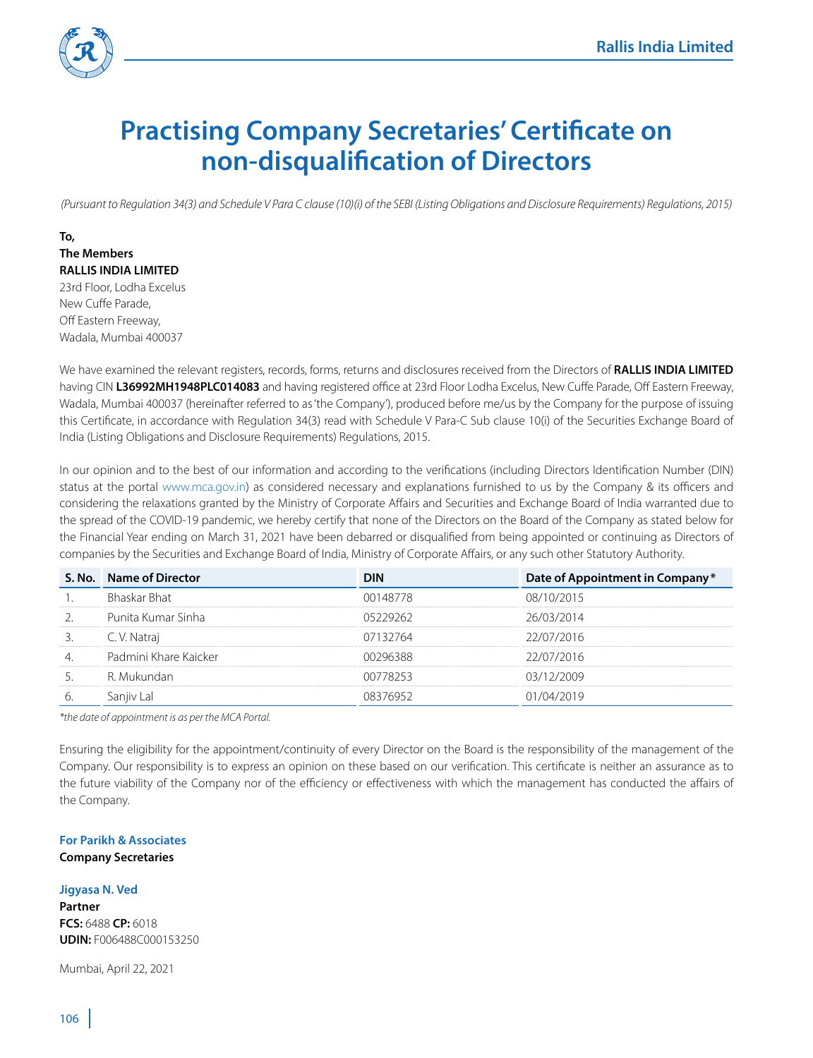# Practising Company Secretaries' Certificate on non-disqualification of Directors

*(Pursuant to Regulation 34(3) and Schedule V Para C clause (10)(i) of the SEBI (Listing Obligations and Disclosure Requirements) Regulations, 2015)*

**To,**
**The Members**
**RALLIS INDIA LIMITED**
23rd Floor, Lodha Excelus
New Cuffe Parade,
Off Eastern Freeway,
Wadala, Mumbai 400037

We have examined the relevant registers, records, forms, returns and disclosures received from the Directors of **RALLIS INDIA LIMITED** having CIN **L36992MH1948PLC014083** and having registered office at 23rd Floor Lodha Excelus, New Cuffe Parade, Off Eastern Freeway, Wadala, Mumbai 400037 (hereinafter referred to as 'the Company'), produced before me/us by the Company for the purpose of issuing this Certificate, in accordance with Regulation 34(3) read with Schedule V Para-C Sub clause 10(i) of the Securities Exchange Board of India (Listing Obligations and Disclosure Requirements) Regulations, 2015.

In our opinion and to the best of our information and according to the verifications (including Directors Identification Number (DIN) status at the portal www.mca.gov.in) as considered necessary and explanations furnished to us by the Company & its officers and considering the relaxations granted by the Ministry of Corporate Affairs and Securities and Exchange Board of India warranted due to the spread of the COVID-19 pandemic, we hereby certify that none of the Directors on the Board of the Company as stated below for the Financial Year ending on March 31, 2021 have been debarred or disqualified from being appointed or continuing as Directors of companies by the Securities and Exchange Board of India, Ministry of Corporate Affairs, or any such other Statutory Authority.

| S. No. | Name of Director | DIN | Date of Appointment in Company* |
|---|---|---|---|
| 1. | Bhaskar Bhat | 00148778 | 08/10/2015 |
| 2. | Punita Kumar Sinha | 05229262 | 26/03/2014 |
| 3. | C. V. Natraj | 07132764 | 22/07/2016 |
| 4. | Padmini Khare Kaicker | 00296388 | 22/07/2016 |
| 5. | R. Mukundan | 00778253 | 03/12/2009 |
| 6. | Sanjiv Lal | 08376952 | 01/04/2019 |

*\*the date of appointment is as per the MCA Portal.*

Ensuring the eligibility for the appointment/continuity of every Director on the Board is the responsibility of the management of the Company. Our responsibility is to express an opinion on these based on our verification. This certificate is neither an assurance as to the future viability of the Company nor of the efficiency or effectiveness with which the management has conducted the affairs of the Company.

**For Parikh & Associates**
**Company Secretaries**

**Jigyasa N. Ved**
**Partner**
**FCS:** 6488 **CP:** 6018
**UDIN:** F006488C000153250

Mumbai, April 22, 2021